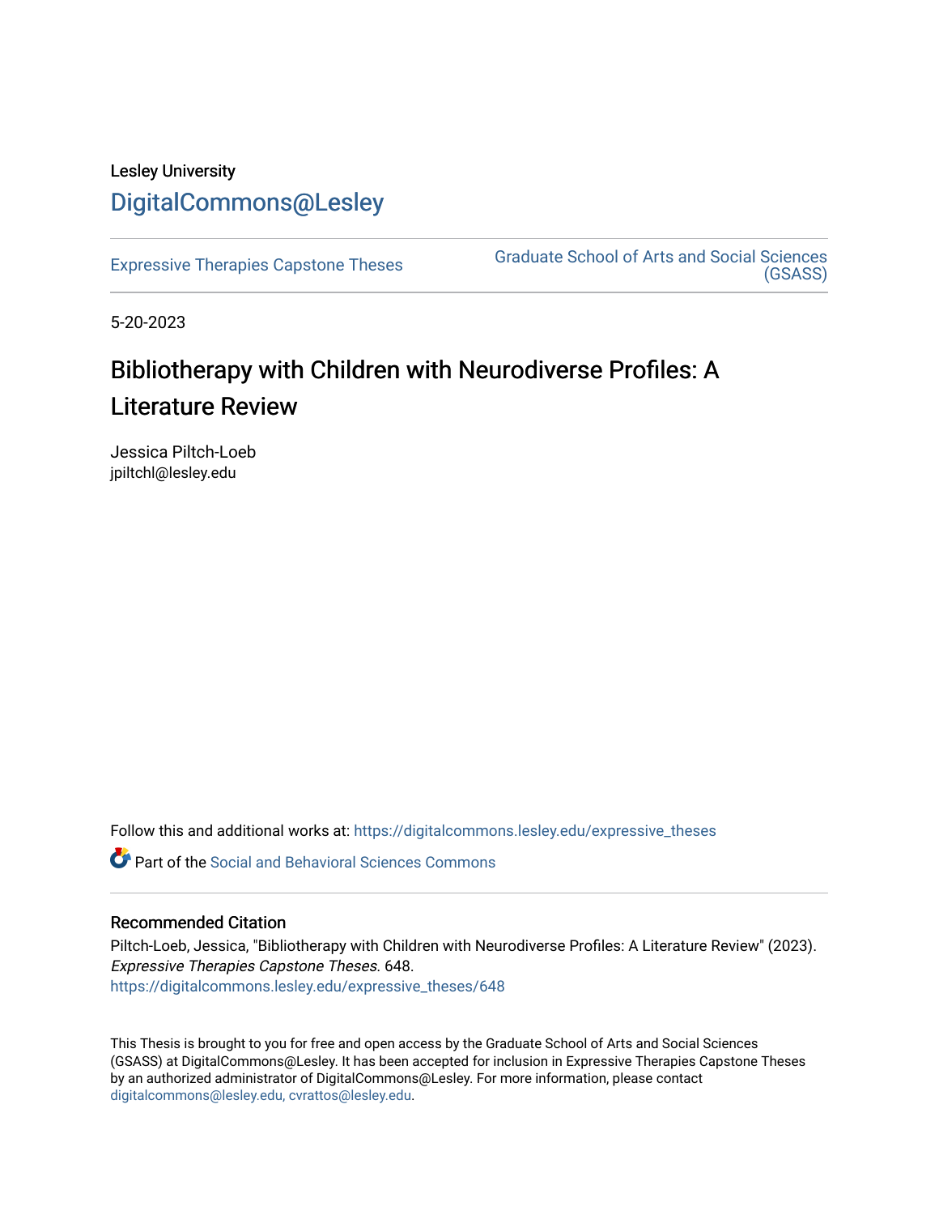Lesley University

DigitalCommons@Lesley

Expressive Therapies Capstone Theses

Graduate School of Arts and Social Sciences (GSASS)

5-20-2023

# Bibliotherapy with Children with Neurodiverse Profiles: A Literature Review

Jessica Piltch-Loeb
jpiltchl@lesley.edu

Follow this and additional works at: https://digitalcommons.lesley.edu/expressive_theses

Part of the Social and Behavioral Sciences Commons

## Recommended Citation

Piltch-Loeb, Jessica, "Bibliotherapy with Children with Neurodiverse Profiles: A Literature Review" (2023). *Expressive Therapies Capstone Theses*. 648.
https://digitalcommons.lesley.edu/expressive_theses/648

This Thesis is brought to you for free and open access by the Graduate School of Arts and Social Sciences (GSASS) at DigitalCommons@Lesley. It has been accepted for inclusion in Expressive Therapies Capstone Theses by an authorized administrator of DigitalCommons@Lesley. For more information, please contact digitalcommons@lesley.edu, cvrattos@lesley.edu.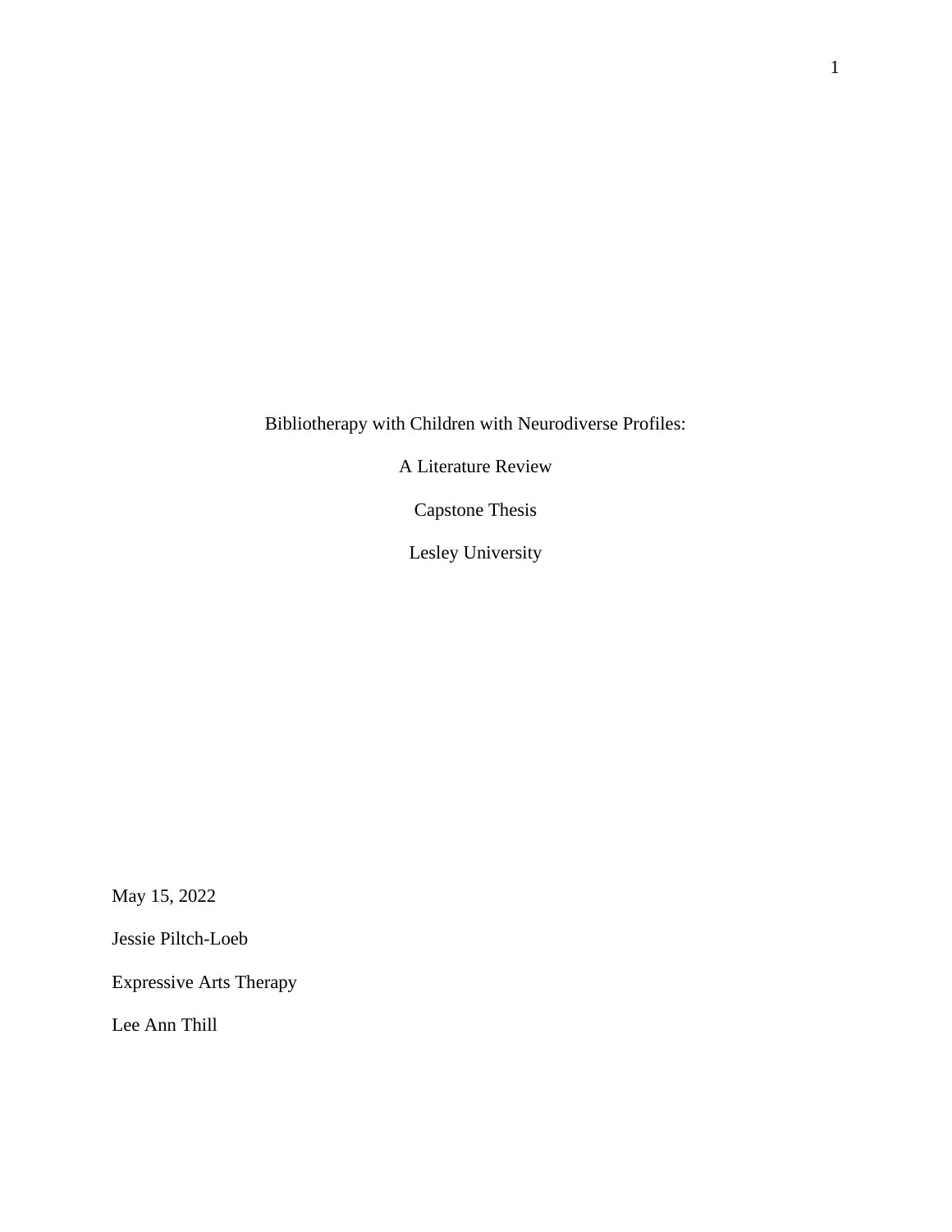Bibliotherapy with Children with Neurodiverse Profiles:

A Literature Review

Capstone Thesis

Lesley University

May 15, 2022

Jessie Piltch-Loeb

Expressive Arts Therapy

Lee Ann Thill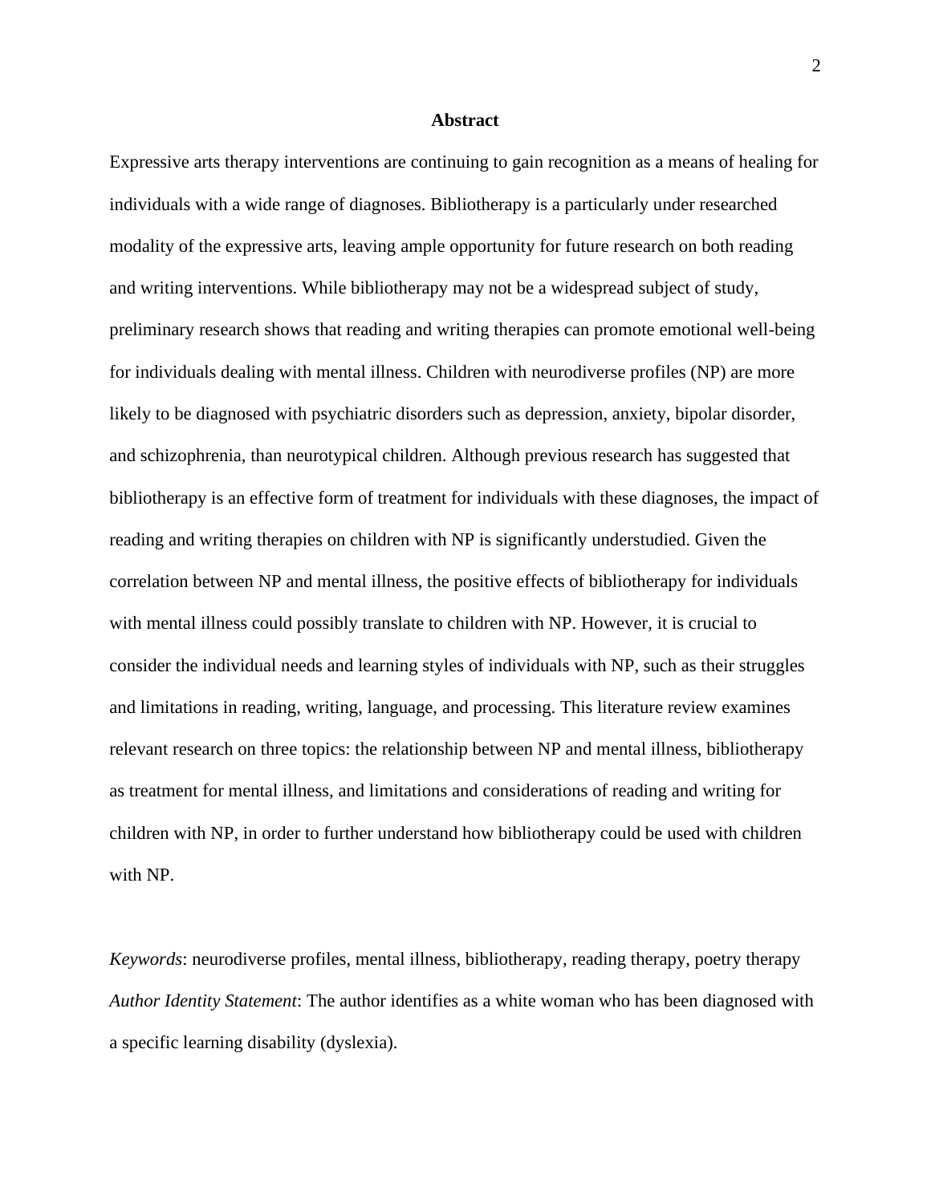# Abstract

Expressive arts therapy interventions are continuing to gain recognition as a means of healing for individuals with a wide range of diagnoses. Bibliotherapy is a particularly under researched modality of the expressive arts, leaving ample opportunity for future research on both reading and writing interventions. While bibliotherapy may not be a widespread subject of study, preliminary research shows that reading and writing therapies can promote emotional well-being for individuals dealing with mental illness. Children with neurodiverse profiles (NP) are more likely to be diagnosed with psychiatric disorders such as depression, anxiety, bipolar disorder, and schizophrenia, than neurotypical children. Although previous research has suggested that bibliotherapy is an effective form of treatment for individuals with these diagnoses, the impact of reading and writing therapies on children with NP is significantly understudied. Given the correlation between NP and mental illness, the positive effects of bibliotherapy for individuals with mental illness could possibly translate to children with NP. However, it is crucial to consider the individual needs and learning styles of individuals with NP, such as their struggles and limitations in reading, writing, language, and processing. This literature review examines relevant research on three topics: the relationship between NP and mental illness, bibliotherapy as treatment for mental illness, and limitations and considerations of reading and writing for children with NP, in order to further understand how bibliotherapy could be used with children with NP.

*Keywords*: neurodiverse profiles, mental illness, bibliotherapy, reading therapy, poetry therapy

*Author Identity Statement*: The author identifies as a white woman who has been diagnosed with a specific learning disability (dyslexia).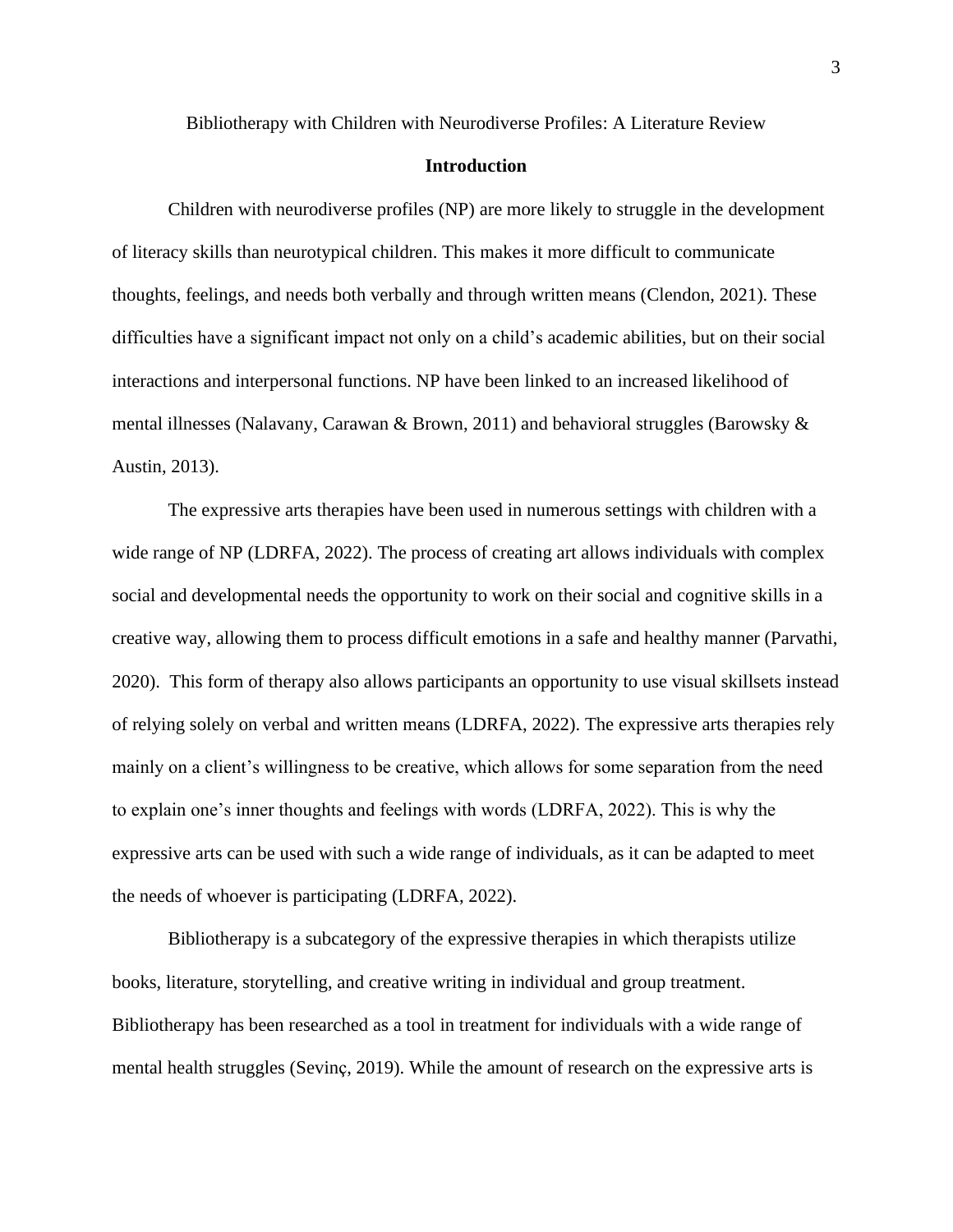Bibliotherapy with Children with Neurodiverse Profiles: A Literature Review

## Introduction

Children with neurodiverse profiles (NP) are more likely to struggle in the development of literacy skills than neurotypical children. This makes it more difficult to communicate thoughts, feelings, and needs both verbally and through written means (Clendon, 2021). These difficulties have a significant impact not only on a child's academic abilities, but on their social interactions and interpersonal functions. NP have been linked to an increased likelihood of mental illnesses (Nalavany, Carawan & Brown, 2011) and behavioral struggles (Barowsky & Austin, 2013).

The expressive arts therapies have been used in numerous settings with children with a wide range of NP (LDRFA, 2022). The process of creating art allows individuals with complex social and developmental needs the opportunity to work on their social and cognitive skills in a creative way, allowing them to process difficult emotions in a safe and healthy manner (Parvathi, 2020). This form of therapy also allows participants an opportunity to use visual skillsets instead of relying solely on verbal and written means (LDRFA, 2022). The expressive arts therapies rely mainly on a client's willingness to be creative, which allows for some separation from the need to explain one's inner thoughts and feelings with words (LDRFA, 2022). This is why the expressive arts can be used with such a wide range of individuals, as it can be adapted to meet the needs of whoever is participating (LDRFA, 2022).

Bibliotherapy is a subcategory of the expressive therapies in which therapists utilize books, literature, storytelling, and creative writing in individual and group treatment. Bibliotherapy has been researched as a tool in treatment for individuals with a wide range of mental health struggles (Sevinç, 2019). While the amount of research on the expressive arts is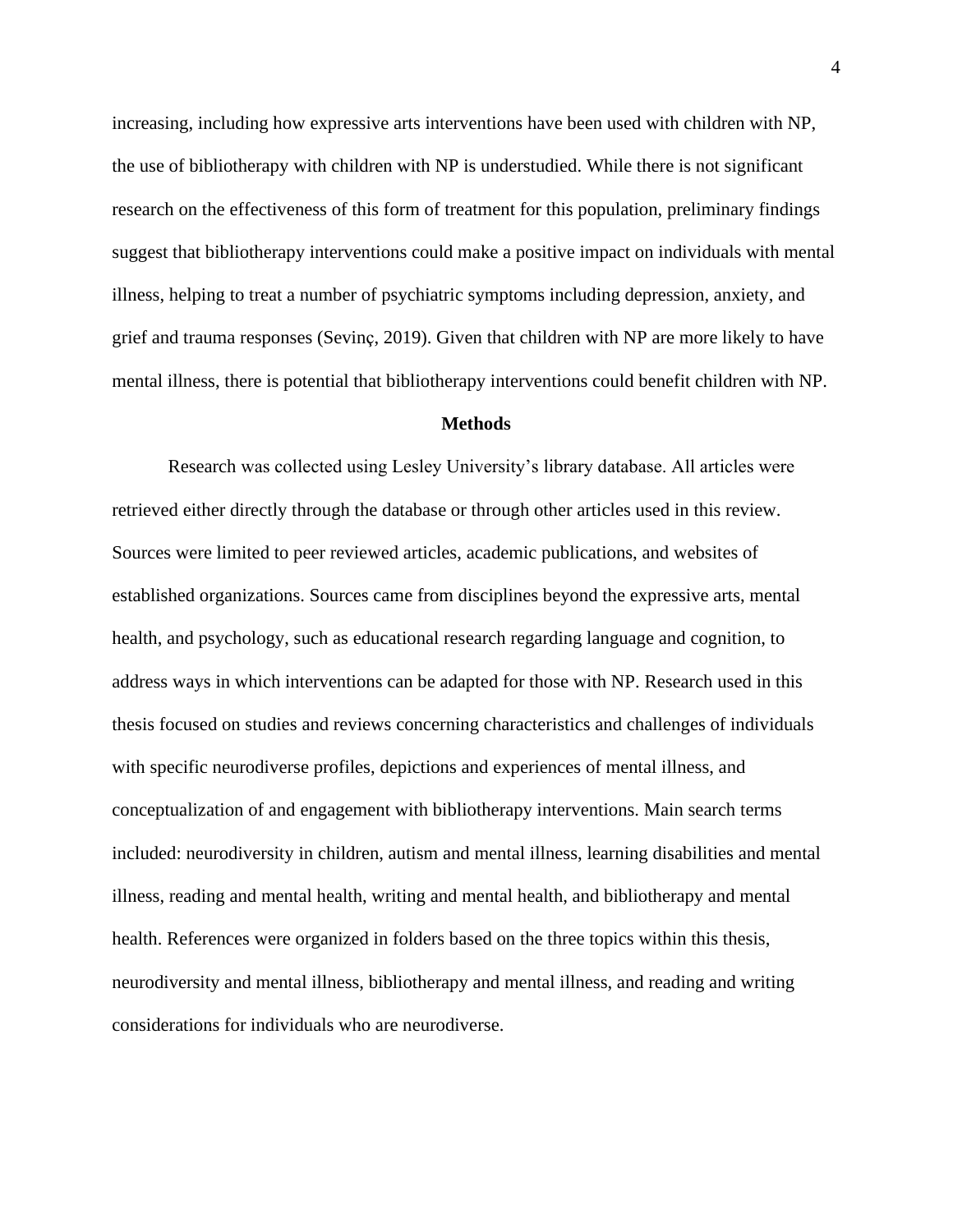increasing, including how expressive arts interventions have been used with children with NP, the use of bibliotherapy with children with NP is understudied. While there is not significant research on the effectiveness of this form of treatment for this population, preliminary findings suggest that bibliotherapy interventions could make a positive impact on individuals with mental illness, helping to treat a number of psychiatric symptoms including depression, anxiety, and grief and trauma responses (Sevinç, 2019). Given that children with NP are more likely to have mental illness, there is potential that bibliotherapy interventions could benefit children with NP.

## Methods

Research was collected using Lesley University's library database. All articles were retrieved either directly through the database or through other articles used in this review. Sources were limited to peer reviewed articles, academic publications, and websites of established organizations. Sources came from disciplines beyond the expressive arts, mental health, and psychology, such as educational research regarding language and cognition, to address ways in which interventions can be adapted for those with NP. Research used in this thesis focused on studies and reviews concerning characteristics and challenges of individuals with specific neurodiverse profiles, depictions and experiences of mental illness, and conceptualization of and engagement with bibliotherapy interventions. Main search terms included: neurodiversity in children, autism and mental illness, learning disabilities and mental illness, reading and mental health, writing and mental health, and bibliotherapy and mental health. References were organized in folders based on the three topics within this thesis, neurodiversity and mental illness, bibliotherapy and mental illness, and reading and writing considerations for individuals who are neurodiverse.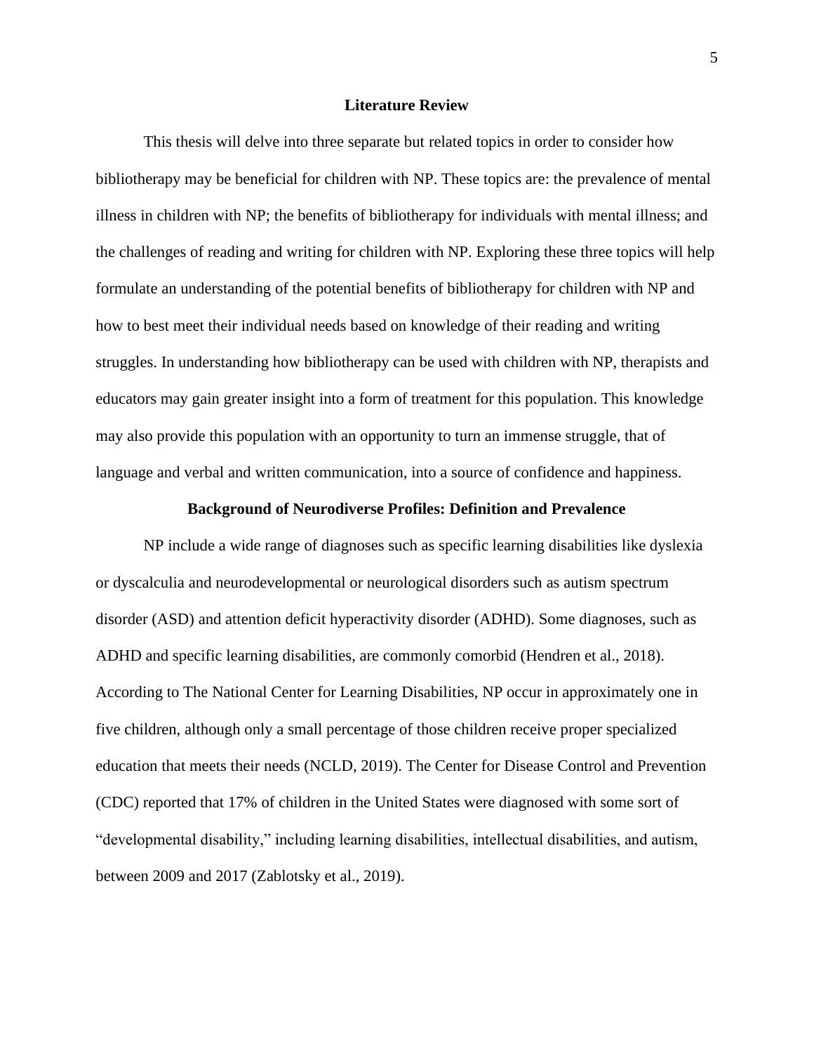## Literature Review

This thesis will delve into three separate but related topics in order to consider how bibliotherapy may be beneficial for children with NP. These topics are: the prevalence of mental illness in children with NP; the benefits of bibliotherapy for individuals with mental illness; and the challenges of reading and writing for children with NP. Exploring these three topics will help formulate an understanding of the potential benefits of bibliotherapy for children with NP and how to best meet their individual needs based on knowledge of their reading and writing struggles. In understanding how bibliotherapy can be used with children with NP, therapists and educators may gain greater insight into a form of treatment for this population. This knowledge may also provide this population with an opportunity to turn an immense struggle, that of language and verbal and written communication, into a source of confidence and happiness.

### Background of Neurodiverse Profiles: Definition and Prevalence

NP include a wide range of diagnoses such as specific learning disabilities like dyslexia or dyscalculia and neurodevelopmental or neurological disorders such as autism spectrum disorder (ASD) and attention deficit hyperactivity disorder (ADHD). Some diagnoses, such as ADHD and specific learning disabilities, are commonly comorbid (Hendren et al., 2018). According to The National Center for Learning Disabilities, NP occur in approximately one in five children, although only a small percentage of those children receive proper specialized education that meets their needs (NCLD, 2019). The Center for Disease Control and Prevention (CDC) reported that 17% of children in the United States were diagnosed with some sort of "developmental disability," including learning disabilities, intellectual disabilities, and autism, between 2009 and 2017 (Zablotsky et al., 2019).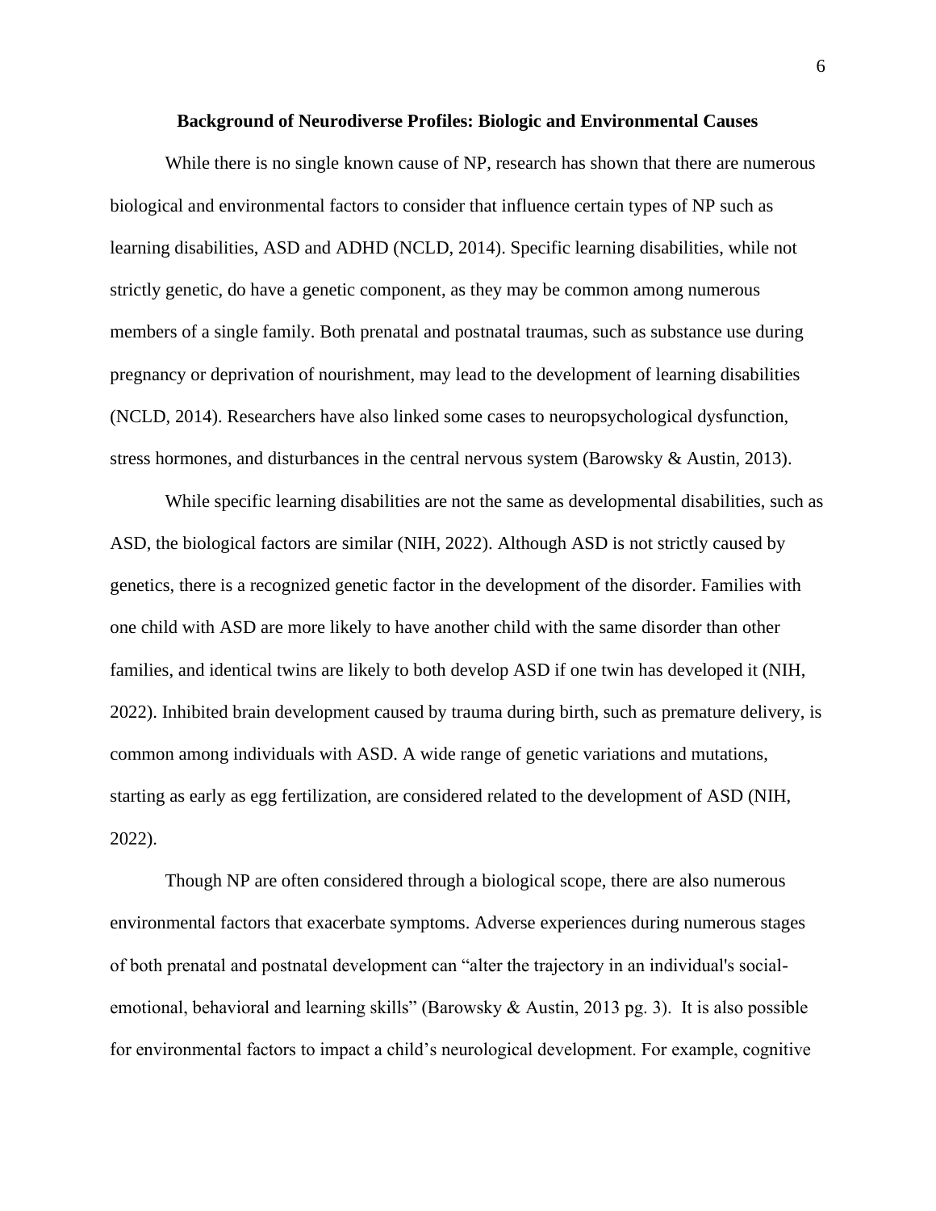## Background of Neurodiverse Profiles: Biologic and Environmental Causes

While there is no single known cause of NP, research has shown that there are numerous biological and environmental factors to consider that influence certain types of NP such as learning disabilities, ASD and ADHD (NCLD, 2014). Specific learning disabilities, while not strictly genetic, do have a genetic component, as they may be common among numerous members of a single family. Both prenatal and postnatal traumas, such as substance use during pregnancy or deprivation of nourishment, may lead to the development of learning disabilities (NCLD, 2014). Researchers have also linked some cases to neuropsychological dysfunction, stress hormones, and disturbances in the central nervous system (Barowsky & Austin, 2013).

While specific learning disabilities are not the same as developmental disabilities, such as ASD, the biological factors are similar (NIH, 2022). Although ASD is not strictly caused by genetics, there is a recognized genetic factor in the development of the disorder. Families with one child with ASD are more likely to have another child with the same disorder than other families, and identical twins are likely to both develop ASD if one twin has developed it (NIH, 2022). Inhibited brain development caused by trauma during birth, such as premature delivery, is common among individuals with ASD. A wide range of genetic variations and mutations, starting as early as egg fertilization, are considered related to the development of ASD (NIH, 2022).

Though NP are often considered through a biological scope, there are also numerous environmental factors that exacerbate symptoms. Adverse experiences during numerous stages of both prenatal and postnatal development can "alter the trajectory in an individual's social-emotional, behavioral and learning skills" (Barowsky & Austin, 2013 pg. 3). It is also possible for environmental factors to impact a child's neurological development. For example, cognitive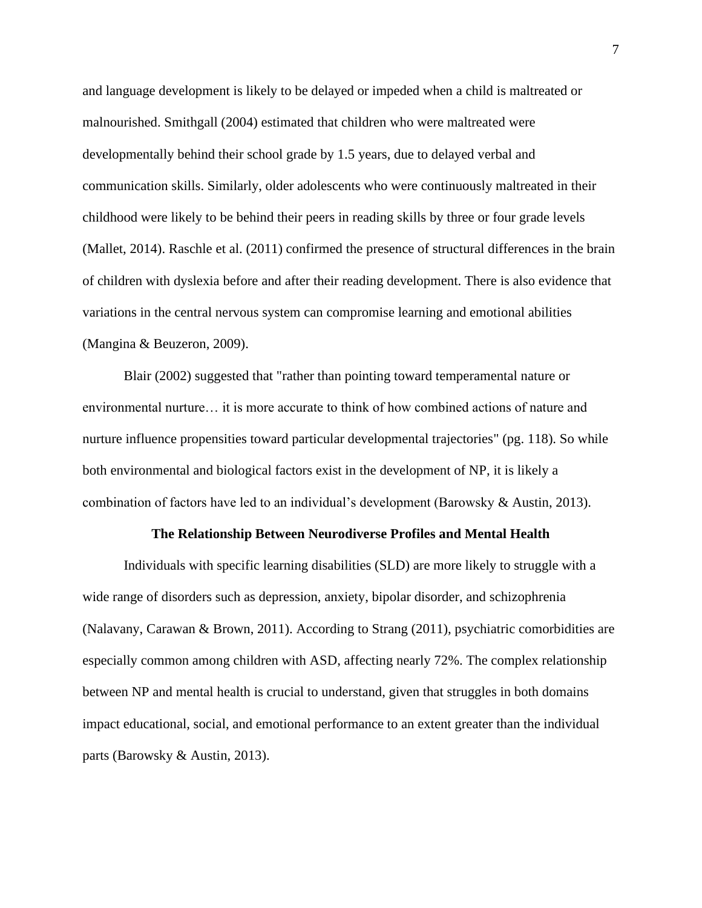and language development is likely to be delayed or impeded when a child is maltreated or malnourished. Smithgall (2004) estimated that children who were maltreated were developmentally behind their school grade by 1.5 years, due to delayed verbal and communication skills. Similarly, older adolescents who were continuously maltreated in their childhood were likely to be behind their peers in reading skills by three or four grade levels (Mallet, 2014). Raschle et al. (2011) confirmed the presence of structural differences in the brain of children with dyslexia before and after their reading development. There is also evidence that variations in the central nervous system can compromise learning and emotional abilities (Mangina & Beuzeron, 2009).

Blair (2002) suggested that "rather than pointing toward temperamental nature or environmental nurture… it is more accurate to think of how combined actions of nature and nurture influence propensities toward particular developmental trajectories" (pg. 118). So while both environmental and biological factors exist in the development of NP, it is likely a combination of factors have led to an individual's development (Barowsky & Austin, 2013).

## The Relationship Between Neurodiverse Profiles and Mental Health

Individuals with specific learning disabilities (SLD) are more likely to struggle with a wide range of disorders such as depression, anxiety, bipolar disorder, and schizophrenia (Nalavany, Carawan & Brown, 2011). According to Strang (2011), psychiatric comorbidities are especially common among children with ASD, affecting nearly 72%. The complex relationship between NP and mental health is crucial to understand, given that struggles in both domains impact educational, social, and emotional performance to an extent greater than the individual parts (Barowsky & Austin, 2013).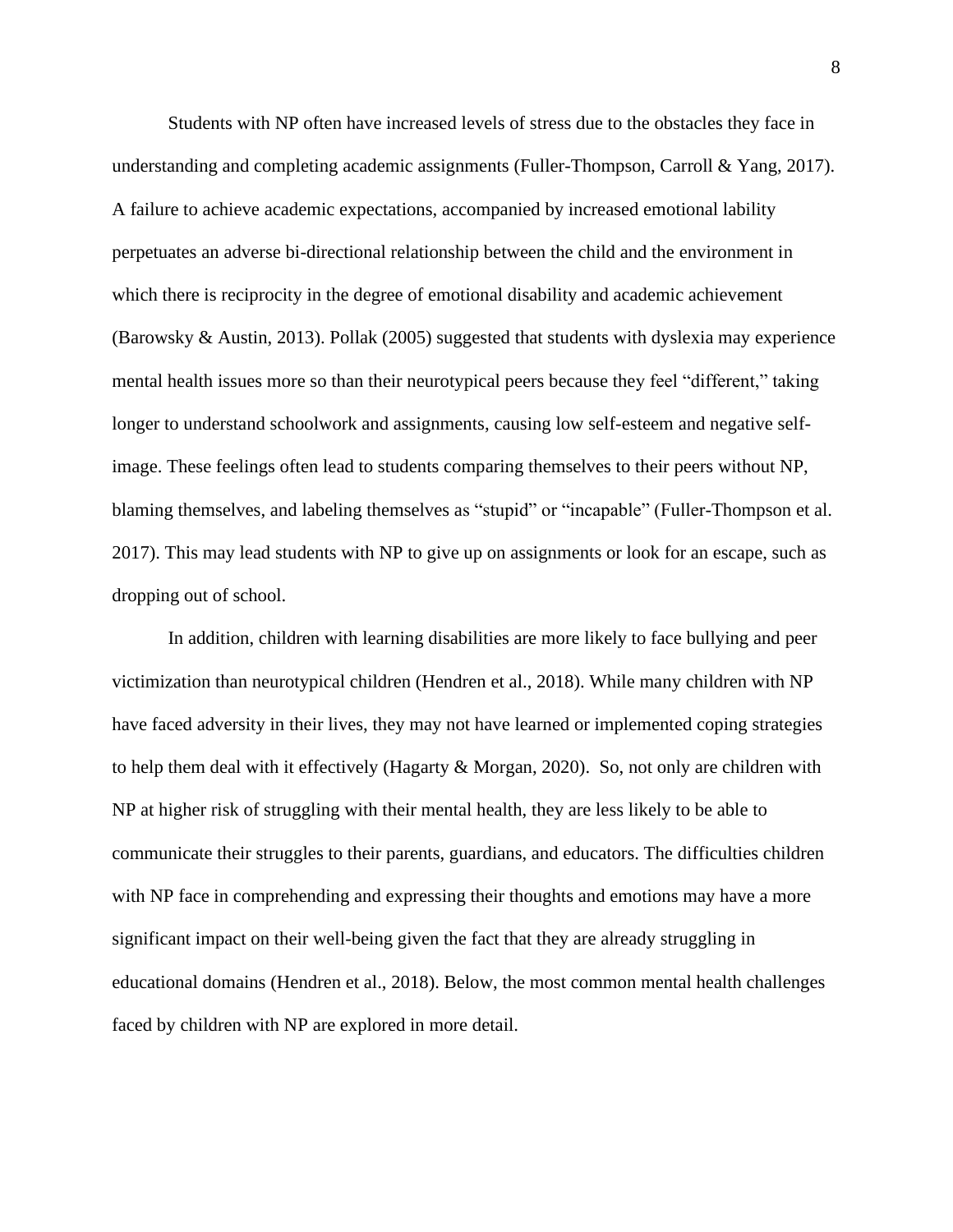Students with NP often have increased levels of stress due to the obstacles they face in understanding and completing academic assignments (Fuller-Thompson, Carroll & Yang, 2017). A failure to achieve academic expectations, accompanied by increased emotional lability perpetuates an adverse bi-directional relationship between the child and the environment in which there is reciprocity in the degree of emotional disability and academic achievement (Barowsky & Austin, 2013). Pollak (2005) suggested that students with dyslexia may experience mental health issues more so than their neurotypical peers because they feel "different," taking longer to understand schoolwork and assignments, causing low self-esteem and negative self-image. These feelings often lead to students comparing themselves to their peers without NP, blaming themselves, and labeling themselves as "stupid" or "incapable" (Fuller-Thompson et al. 2017). This may lead students with NP to give up on assignments or look for an escape, such as dropping out of school.

In addition, children with learning disabilities are more likely to face bullying and peer victimization than neurotypical children (Hendren et al., 2018). While many children with NP have faced adversity in their lives, they may not have learned or implemented coping strategies to help them deal with it effectively (Hagarty & Morgan, 2020). So, not only are children with NP at higher risk of struggling with their mental health, they are less likely to be able to communicate their struggles to their parents, guardians, and educators. The difficulties children with NP face in comprehending and expressing their thoughts and emotions may have a more significant impact on their well-being given the fact that they are already struggling in educational domains (Hendren et al., 2018). Below, the most common mental health challenges faced by children with NP are explored in more detail.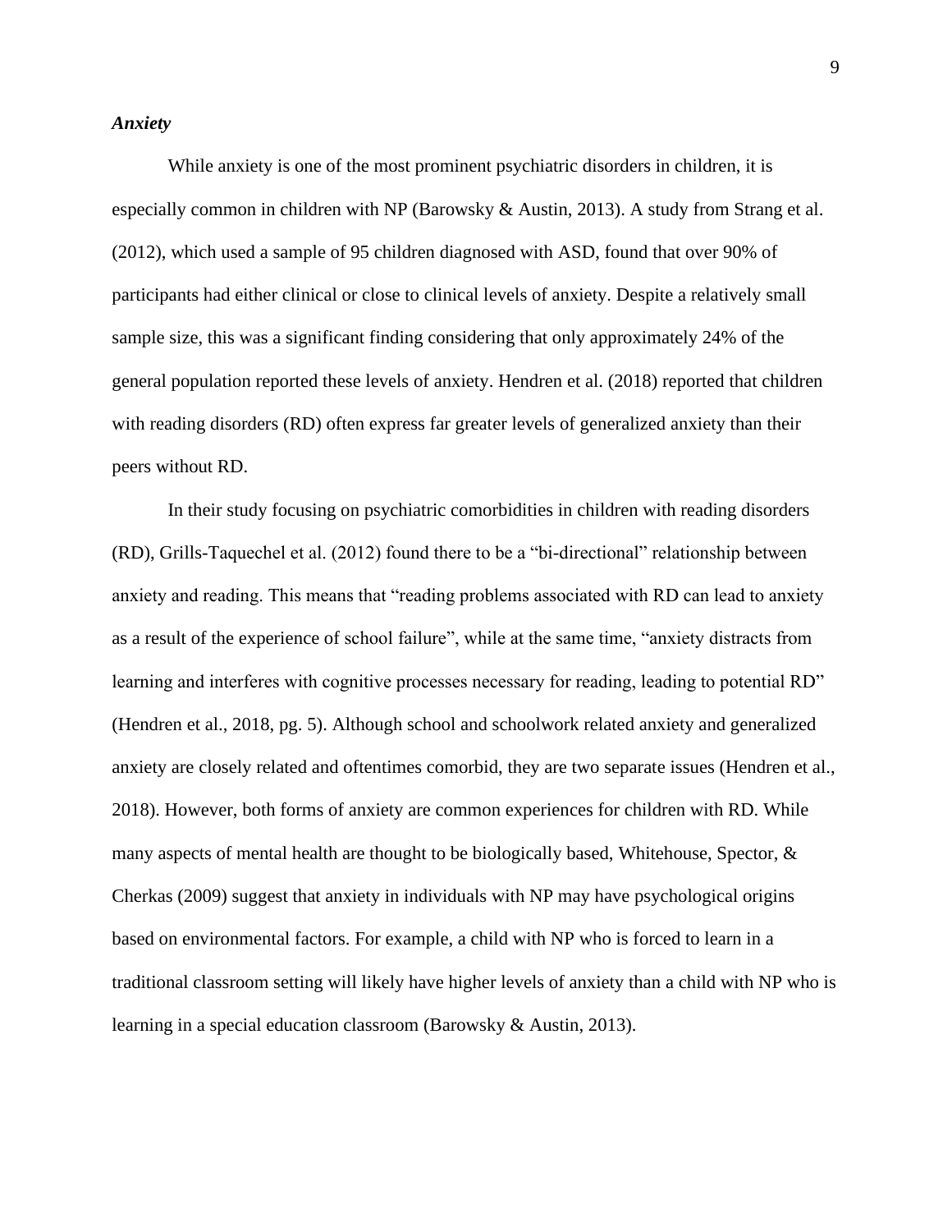### *Anxiety*

While anxiety is one of the most prominent psychiatric disorders in children, it is especially common in children with NP (Barowsky & Austin, 2013). A study from Strang et al. (2012), which used a sample of 95 children diagnosed with ASD, found that over 90% of participants had either clinical or close to clinical levels of anxiety. Despite a relatively small sample size, this was a significant finding considering that only approximately 24% of the general population reported these levels of anxiety. Hendren et al. (2018) reported that children with reading disorders (RD) often express far greater levels of generalized anxiety than their peers without RD.

In their study focusing on psychiatric comorbidities in children with reading disorders (RD), Grills-Taquechel et al. (2012) found there to be a "bi-directional" relationship between anxiety and reading. This means that "reading problems associated with RD can lead to anxiety as a result of the experience of school failure", while at the same time, "anxiety distracts from learning and interferes with cognitive processes necessary for reading, leading to potential RD" (Hendren et al., 2018, pg. 5). Although school and schoolwork related anxiety and generalized anxiety are closely related and oftentimes comorbid, they are two separate issues (Hendren et al., 2018). However, both forms of anxiety are common experiences for children with RD. While many aspects of mental health are thought to be biologically based, Whitehouse, Spector, & Cherkas (2009) suggest that anxiety in individuals with NP may have psychological origins based on environmental factors. For example, a child with NP who is forced to learn in a traditional classroom setting will likely have higher levels of anxiety than a child with NP who is learning in a special education classroom (Barowsky & Austin, 2013).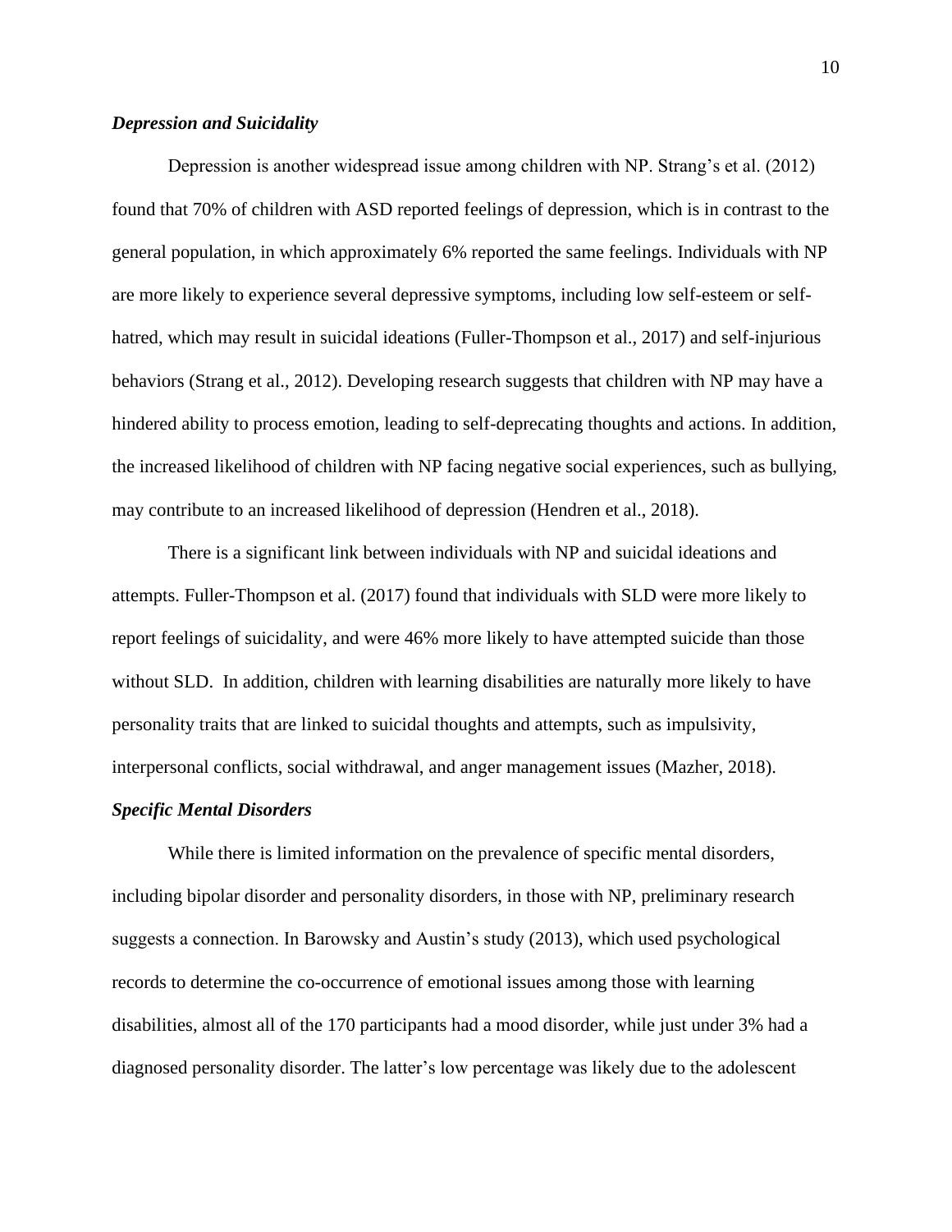### *Depression and Suicidality*

Depression is another widespread issue among children with NP. Strang's et al. (2012) found that 70% of children with ASD reported feelings of depression, which is in contrast to the general population, in which approximately 6% reported the same feelings. Individuals with NP are more likely to experience several depressive symptoms, including low self-esteem or self-hatred, which may result in suicidal ideations (Fuller-Thompson et al., 2017) and self-injurious behaviors (Strang et al., 2012). Developing research suggests that children with NP may have a hindered ability to process emotion, leading to self-deprecating thoughts and actions. In addition, the increased likelihood of children with NP facing negative social experiences, such as bullying, may contribute to an increased likelihood of depression (Hendren et al., 2018).

There is a significant link between individuals with NP and suicidal ideations and attempts. Fuller-Thompson et al. (2017) found that individuals with SLD were more likely to report feelings of suicidality, and were 46% more likely to have attempted suicide than those without SLD. In addition, children with learning disabilities are naturally more likely to have personality traits that are linked to suicidal thoughts and attempts, such as impulsivity, interpersonal conflicts, social withdrawal, and anger management issues (Mazher, 2018).

### *Specific Mental Disorders*

While there is limited information on the prevalence of specific mental disorders, including bipolar disorder and personality disorders, in those with NP, preliminary research suggests a connection. In Barowsky and Austin's study (2013), which used psychological records to determine the co-occurrence of emotional issues among those with learning disabilities, almost all of the 170 participants had a mood disorder, while just under 3% had a diagnosed personality disorder. The latter's low percentage was likely due to the adolescent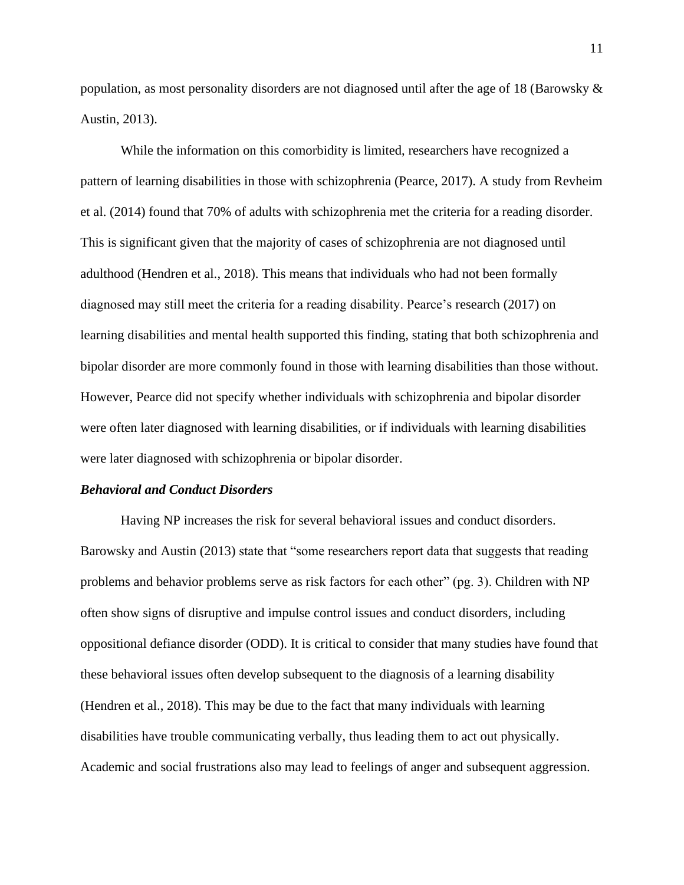population, as most personality disorders are not diagnosed until after the age of 18 (Barowsky & Austin, 2013).

While the information on this comorbidity is limited, researchers have recognized a pattern of learning disabilities in those with schizophrenia (Pearce, 2017). A study from Revheim et al. (2014) found that 70% of adults with schizophrenia met the criteria for a reading disorder. This is significant given that the majority of cases of schizophrenia are not diagnosed until adulthood (Hendren et al., 2018). This means that individuals who had not been formally diagnosed may still meet the criteria for a reading disability. Pearce's research (2017) on learning disabilities and mental health supported this finding, stating that both schizophrenia and bipolar disorder are more commonly found in those with learning disabilities than those without. However, Pearce did not specify whether individuals with schizophrenia and bipolar disorder were often later diagnosed with learning disabilities, or if individuals with learning disabilities were later diagnosed with schizophrenia or bipolar disorder.

### *Behavioral and Conduct Disorders*

Having NP increases the risk for several behavioral issues and conduct disorders. Barowsky and Austin (2013) state that "some researchers report data that suggests that reading problems and behavior problems serve as risk factors for each other" (pg. 3). Children with NP often show signs of disruptive and impulse control issues and conduct disorders, including oppositional defiance disorder (ODD). It is critical to consider that many studies have found that these behavioral issues often develop subsequent to the diagnosis of a learning disability (Hendren et al., 2018). This may be due to the fact that many individuals with learning disabilities have trouble communicating verbally, thus leading them to act out physically. Academic and social frustrations also may lead to feelings of anger and subsequent aggression.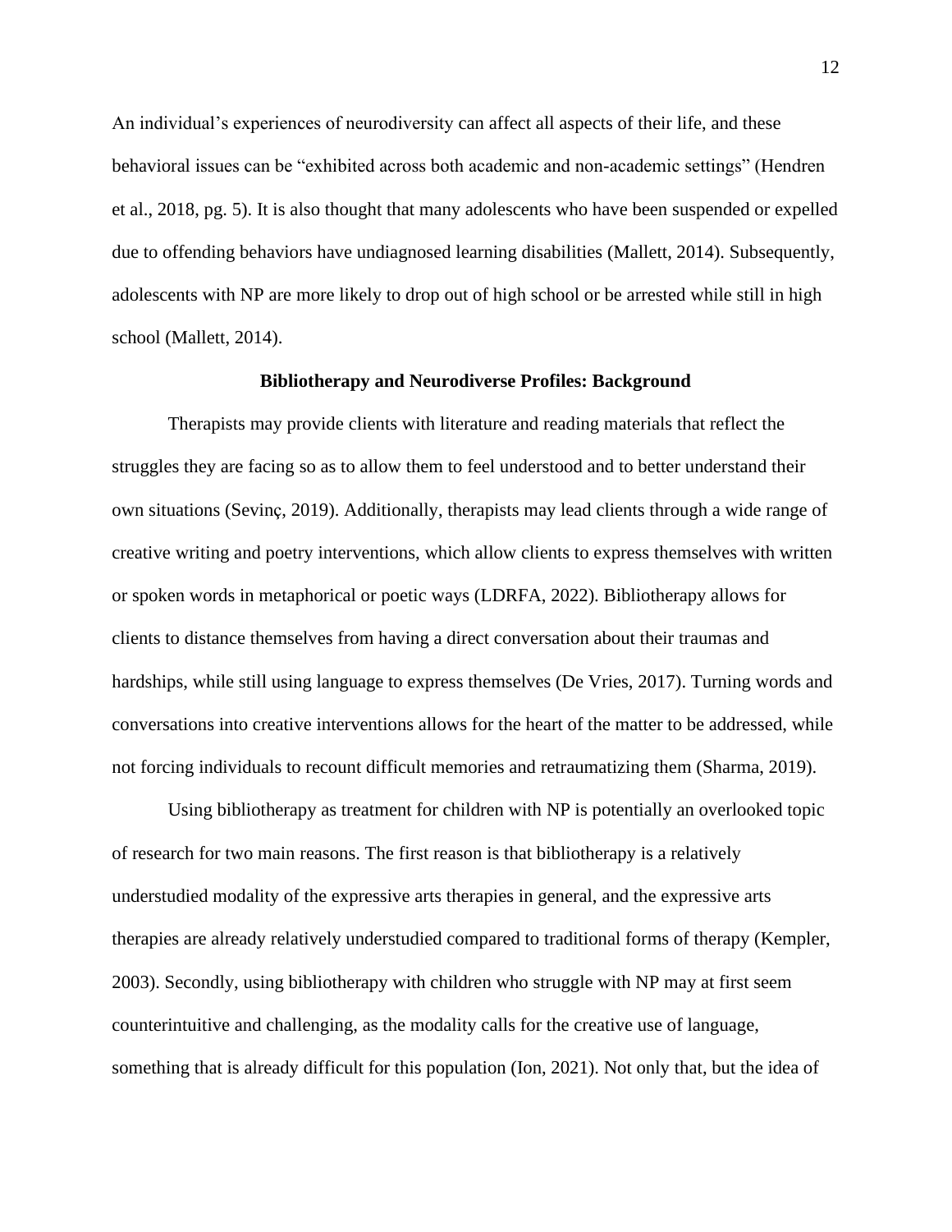An individual's experiences of neurodiversity can affect all aspects of their life, and these behavioral issues can be "exhibited across both academic and non-academic settings" (Hendren et al., 2018, pg. 5). It is also thought that many adolescents who have been suspended or expelled due to offending behaviors have undiagnosed learning disabilities (Mallett, 2014). Subsequently, adolescents with NP are more likely to drop out of high school or be arrested while still in high school (Mallett, 2014).

## Bibliotherapy and Neurodiverse Profiles: Background

Therapists may provide clients with literature and reading materials that reflect the struggles they are facing so as to allow them to feel understood and to better understand their own situations (Sevinç, 2019). Additionally, therapists may lead clients through a wide range of creative writing and poetry interventions, which allow clients to express themselves with written or spoken words in metaphorical or poetic ways (LDRFA, 2022). Bibliotherapy allows for clients to distance themselves from having a direct conversation about their traumas and hardships, while still using language to express themselves (De Vries, 2017). Turning words and conversations into creative interventions allows for the heart of the matter to be addressed, while not forcing individuals to recount difficult memories and retraumatizing them (Sharma, 2019).

Using bibliotherapy as treatment for children with NP is potentially an overlooked topic of research for two main reasons. The first reason is that bibliotherapy is a relatively understudied modality of the expressive arts therapies in general, and the expressive arts therapies are already relatively understudied compared to traditional forms of therapy (Kempler, 2003). Secondly, using bibliotherapy with children who struggle with NP may at first seem counterintuitive and challenging, as the modality calls for the creative use of language, something that is already difficult for this population (Ion, 2021). Not only that, but the idea of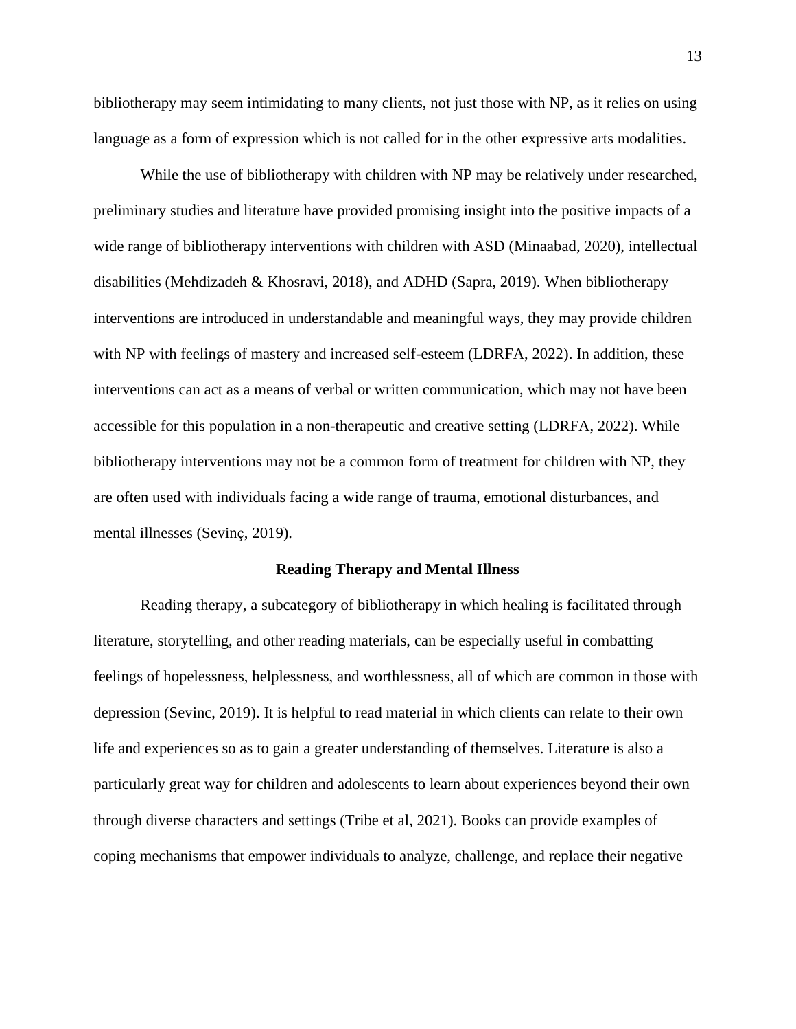bibliotherapy may seem intimidating to many clients, not just those with NP, as it relies on using language as a form of expression which is not called for in the other expressive arts modalities.

While the use of bibliotherapy with children with NP may be relatively under researched, preliminary studies and literature have provided promising insight into the positive impacts of a wide range of bibliotherapy interventions with children with ASD (Minaabad, 2020), intellectual disabilities (Mehdizadeh & Khosravi, 2018), and ADHD (Sapra, 2019). When bibliotherapy interventions are introduced in understandable and meaningful ways, they may provide children with NP with feelings of mastery and increased self-esteem (LDRFA, 2022). In addition, these interventions can act as a means of verbal or written communication, which may not have been accessible for this population in a non-therapeutic and creative setting (LDRFA, 2022). While bibliotherapy interventions may not be a common form of treatment for children with NP, they are often used with individuals facing a wide range of trauma, emotional disturbances, and mental illnesses (Sevinç, 2019).

## Reading Therapy and Mental Illness

Reading therapy, a subcategory of bibliotherapy in which healing is facilitated through literature, storytelling, and other reading materials, can be especially useful in combatting feelings of hopelessness, helplessness, and worthlessness, all of which are common in those with depression (Sevinc, 2019). It is helpful to read material in which clients can relate to their own life and experiences so as to gain a greater understanding of themselves. Literature is also a particularly great way for children and adolescents to learn about experiences beyond their own through diverse characters and settings (Tribe et al, 2021). Books can provide examples of coping mechanisms that empower individuals to analyze, challenge, and replace their negative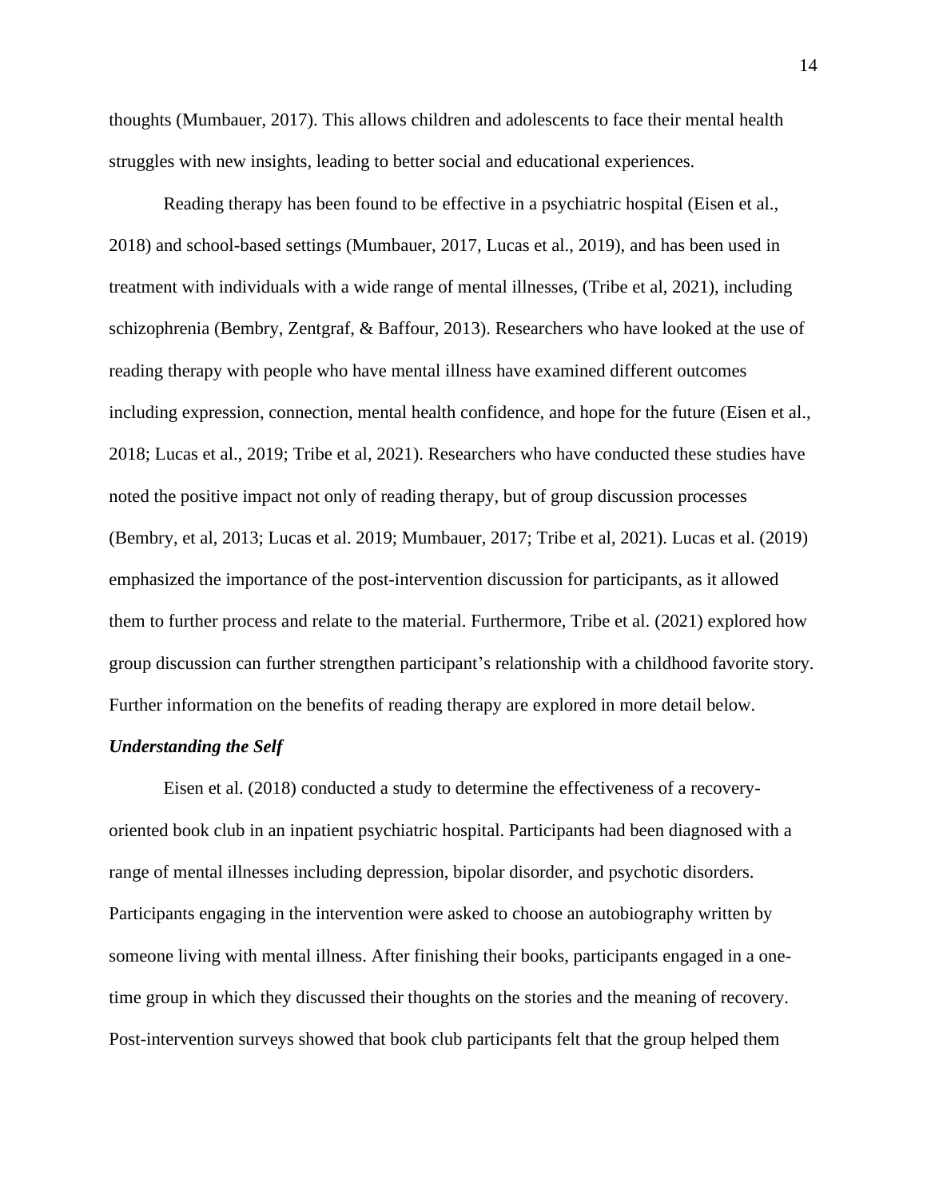thoughts (Mumbauer, 2017). This allows children and adolescents to face their mental health struggles with new insights, leading to better social and educational experiences.

Reading therapy has been found to be effective in a psychiatric hospital (Eisen et al., 2018) and school-based settings (Mumbauer, 2017, Lucas et al., 2019), and has been used in treatment with individuals with a wide range of mental illnesses, (Tribe et al, 2021), including schizophrenia (Bembry, Zentgraf, & Baffour, 2013). Researchers who have looked at the use of reading therapy with people who have mental illness have examined different outcomes including expression, connection, mental health confidence, and hope for the future (Eisen et al., 2018; Lucas et al., 2019; Tribe et al, 2021). Researchers who have conducted these studies have noted the positive impact not only of reading therapy, but of group discussion processes (Bembry, et al, 2013; Lucas et al. 2019; Mumbauer, 2017; Tribe et al, 2021). Lucas et al. (2019) emphasized the importance of the post-intervention discussion for participants, as it allowed them to further process and relate to the material. Furthermore, Tribe et al. (2021) explored how group discussion can further strengthen participant's relationship with a childhood favorite story. Further information on the benefits of reading therapy are explored in more detail below.

***Understanding the Self***

Eisen et al. (2018) conducted a study to determine the effectiveness of a recovery-oriented book club in an inpatient psychiatric hospital. Participants had been diagnosed with a range of mental illnesses including depression, bipolar disorder, and psychotic disorders. Participants engaging in the intervention were asked to choose an autobiography written by someone living with mental illness. After finishing their books, participants engaged in a one-time group in which they discussed their thoughts on the stories and the meaning of recovery. Post-intervention surveys showed that book club participants felt that the group helped them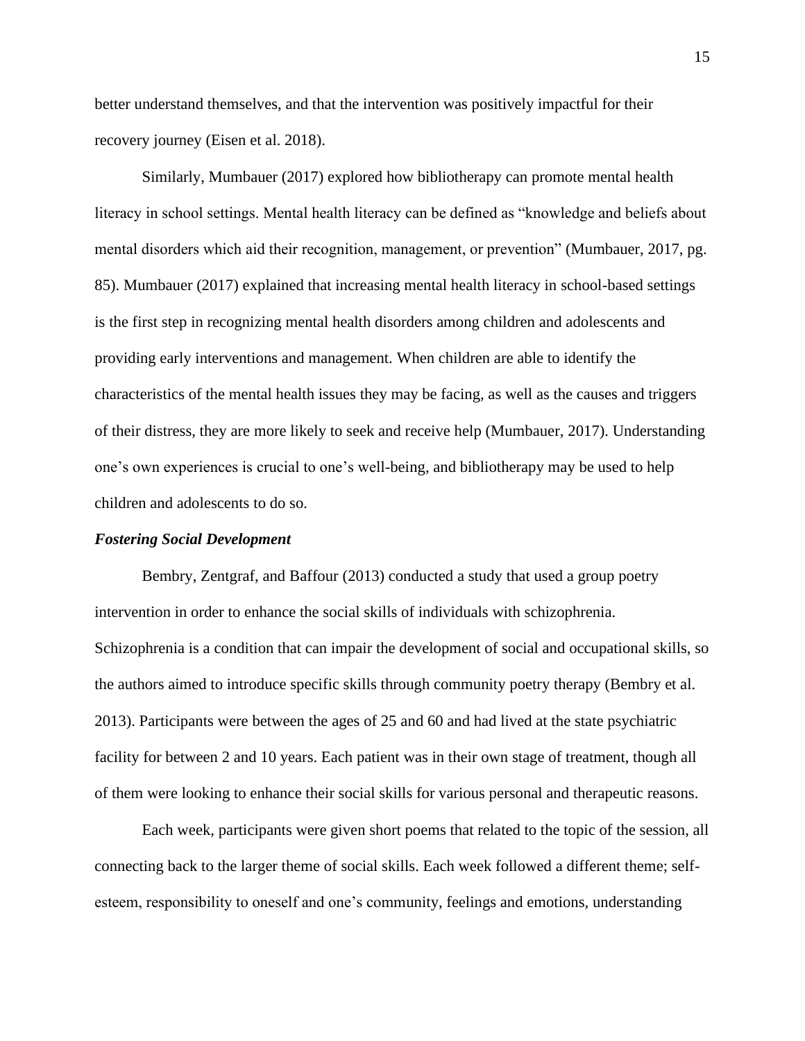better understand themselves, and that the intervention was positively impactful for their recovery journey (Eisen et al. 2018).

Similarly, Mumbauer (2017) explored how bibliotherapy can promote mental health literacy in school settings. Mental health literacy can be defined as "knowledge and beliefs about mental disorders which aid their recognition, management, or prevention" (Mumbauer, 2017, pg. 85). Mumbauer (2017) explained that increasing mental health literacy in school-based settings is the first step in recognizing mental health disorders among children and adolescents and providing early interventions and management. When children are able to identify the characteristics of the mental health issues they may be facing, as well as the causes and triggers of their distress, they are more likely to seek and receive help (Mumbauer, 2017). Understanding one's own experiences is crucial to one's well-being, and bibliotherapy may be used to help children and adolescents to do so.

### *Fostering Social Development*

Bembry, Zentgraf, and Baffour (2013) conducted a study that used a group poetry intervention in order to enhance the social skills of individuals with schizophrenia. Schizophrenia is a condition that can impair the development of social and occupational skills, so the authors aimed to introduce specific skills through community poetry therapy (Bembry et al. 2013). Participants were between the ages of 25 and 60 and had lived at the state psychiatric facility for between 2 and 10 years. Each patient was in their own stage of treatment, though all of them were looking to enhance their social skills for various personal and therapeutic reasons.

Each week, participants were given short poems that related to the topic of the session, all connecting back to the larger theme of social skills. Each week followed a different theme; self-esteem, responsibility to oneself and one's community, feelings and emotions, understanding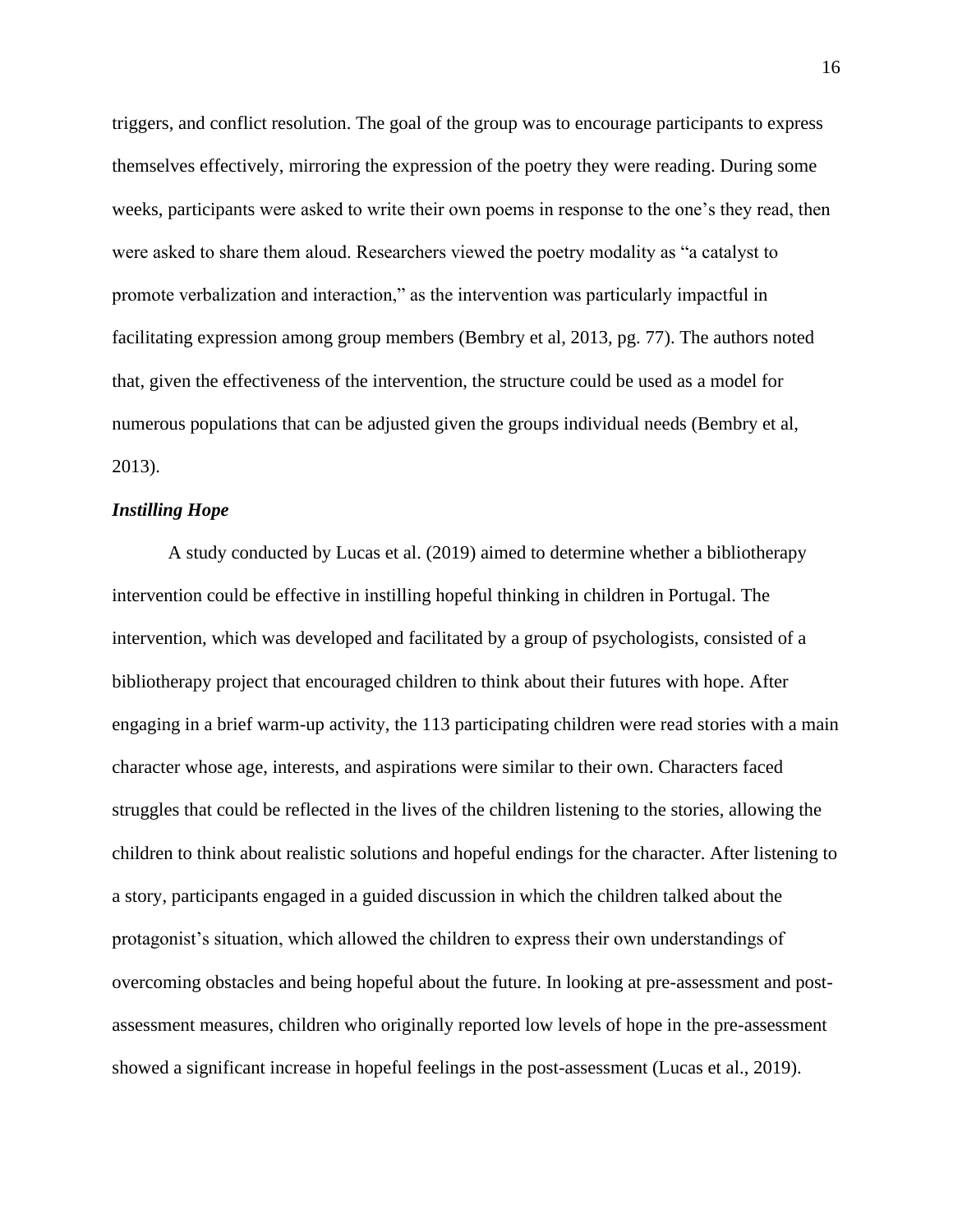triggers, and conflict resolution. The goal of the group was to encourage participants to express themselves effectively, mirroring the expression of the poetry they were reading. During some weeks, participants were asked to write their own poems in response to the one's they read, then were asked to share them aloud. Researchers viewed the poetry modality as "a catalyst to promote verbalization and interaction," as the intervention was particularly impactful in facilitating expression among group members (Bembry et al, 2013, pg. 77). The authors noted that, given the effectiveness of the intervention, the structure could be used as a model for numerous populations that can be adjusted given the groups individual needs (Bembry et al, 2013).

### ***Instilling Hope***

A study conducted by Lucas et al. (2019) aimed to determine whether a bibliotherapy intervention could be effective in instilling hopeful thinking in children in Portugal. The intervention, which was developed and facilitated by a group of psychologists, consisted of a bibliotherapy project that encouraged children to think about their futures with hope. After engaging in a brief warm-up activity, the 113 participating children were read stories with a main character whose age, interests, and aspirations were similar to their own. Characters faced struggles that could be reflected in the lives of the children listening to the stories, allowing the children to think about realistic solutions and hopeful endings for the character. After listening to a story, participants engaged in a guided discussion in which the children talked about the protagonist's situation, which allowed the children to express their own understandings of overcoming obstacles and being hopeful about the future. In looking at pre-assessment and post-assessment measures, children who originally reported low levels of hope in the pre-assessment showed a significant increase in hopeful feelings in the post-assessment (Lucas et al., 2019).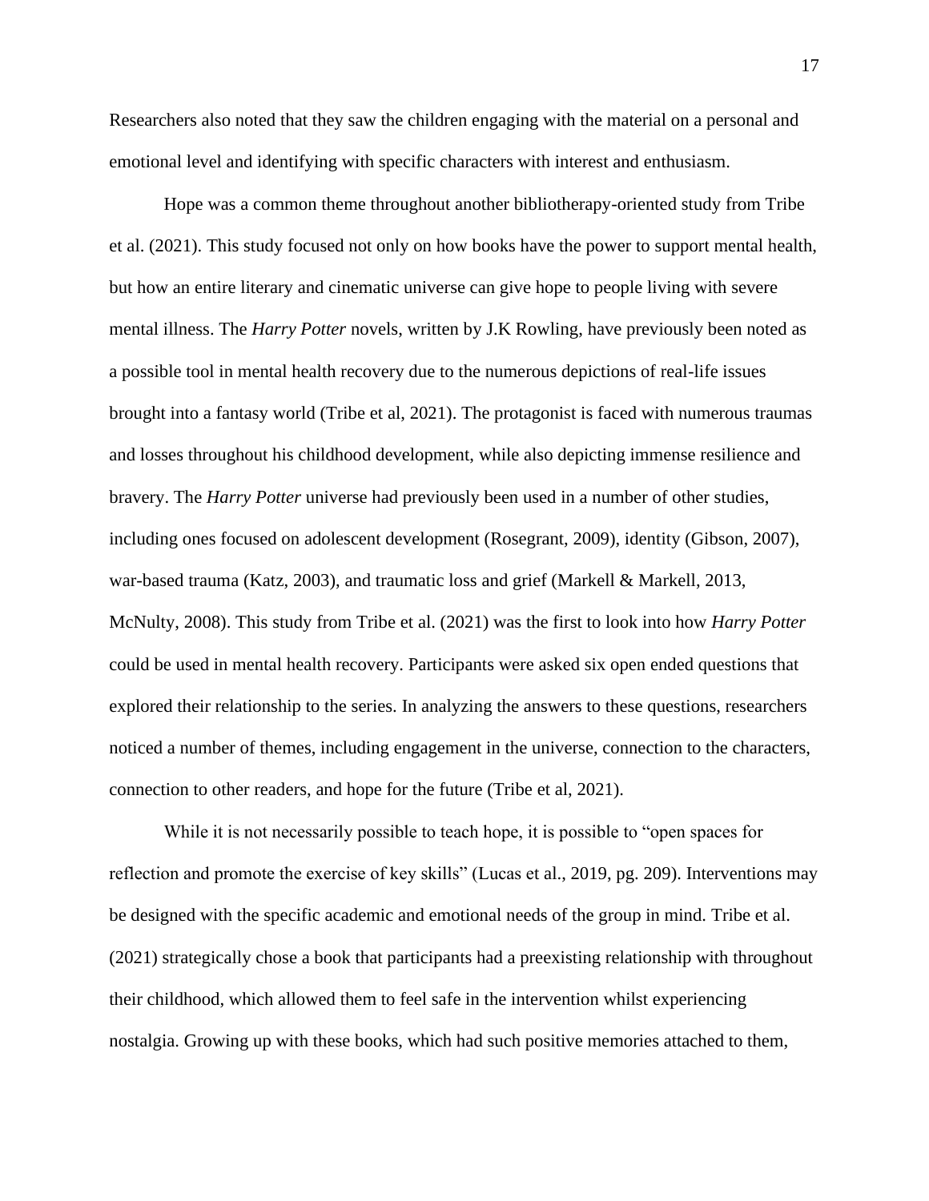Researchers also noted that they saw the children engaging with the material on a personal and emotional level and identifying with specific characters with interest and enthusiasm.

Hope was a common theme throughout another bibliotherapy-oriented study from Tribe et al. (2021). This study focused not only on how books have the power to support mental health, but how an entire literary and cinematic universe can give hope to people living with severe mental illness. The *Harry Potter* novels, written by J.K Rowling, have previously been noted as a possible tool in mental health recovery due to the numerous depictions of real-life issues brought into a fantasy world (Tribe et al, 2021). The protagonist is faced with numerous traumas and losses throughout his childhood development, while also depicting immense resilience and bravery. The *Harry Potter* universe had previously been used in a number of other studies, including ones focused on adolescent development (Rosegrant, 2009), identity (Gibson, 2007), war-based trauma (Katz, 2003), and traumatic loss and grief (Markell & Markell, 2013, McNulty, 2008). This study from Tribe et al. (2021) was the first to look into how *Harry Potter* could be used in mental health recovery. Participants were asked six open ended questions that explored their relationship to the series. In analyzing the answers to these questions, researchers noticed a number of themes, including engagement in the universe, connection to the characters, connection to other readers, and hope for the future (Tribe et al, 2021).

While it is not necessarily possible to teach hope, it is possible to "open spaces for reflection and promote the exercise of key skills" (Lucas et al., 2019, pg. 209). Interventions may be designed with the specific academic and emotional needs of the group in mind. Tribe et al. (2021) strategically chose a book that participants had a preexisting relationship with throughout their childhood, which allowed them to feel safe in the intervention whilst experiencing nostalgia. Growing up with these books, which had such positive memories attached to them,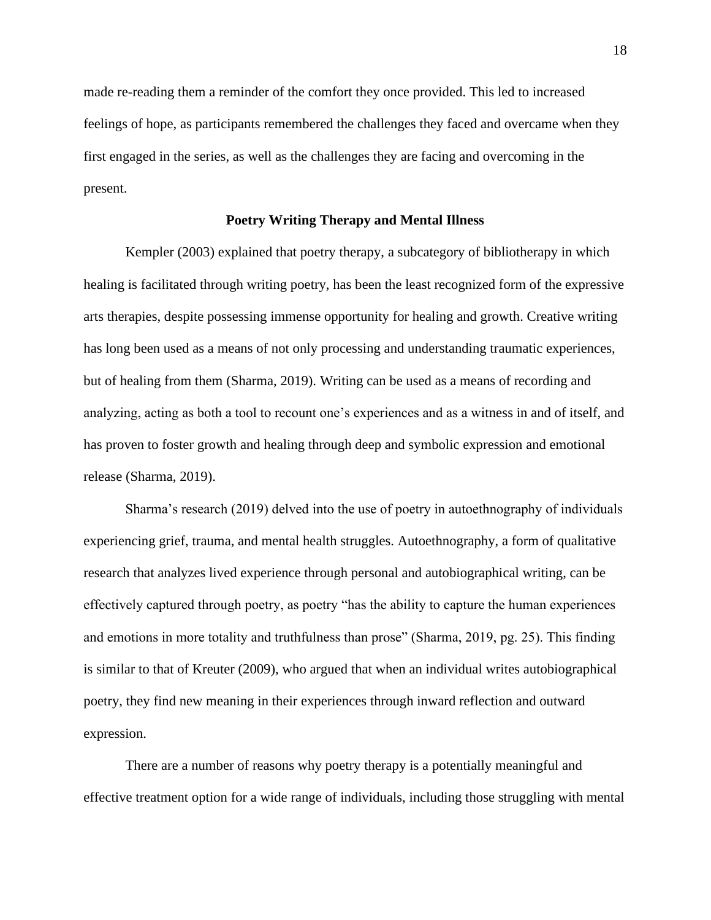made re-reading them a reminder of the comfort they once provided. This led to increased feelings of hope, as participants remembered the challenges they faced and overcame when they first engaged in the series, as well as the challenges they are facing and overcoming in the present.

## Poetry Writing Therapy and Mental Illness

Kempler (2003) explained that poetry therapy, a subcategory of bibliotherapy in which healing is facilitated through writing poetry, has been the least recognized form of the expressive arts therapies, despite possessing immense opportunity for healing and growth. Creative writing has long been used as a means of not only processing and understanding traumatic experiences, but of healing from them (Sharma, 2019). Writing can be used as a means of recording and analyzing, acting as both a tool to recount one's experiences and as a witness in and of itself, and has proven to foster growth and healing through deep and symbolic expression and emotional release (Sharma, 2019).

Sharma's research (2019) delved into the use of poetry in autoethnography of individuals experiencing grief, trauma, and mental health struggles. Autoethnography, a form of qualitative research that analyzes lived experience through personal and autobiographical writing, can be effectively captured through poetry, as poetry "has the ability to capture the human experiences and emotions in more totality and truthfulness than prose" (Sharma, 2019, pg. 25). This finding is similar to that of Kreuter (2009), who argued that when an individual writes autobiographical poetry, they find new meaning in their experiences through inward reflection and outward expression.

There are a number of reasons why poetry therapy is a potentially meaningful and effective treatment option for a wide range of individuals, including those struggling with mental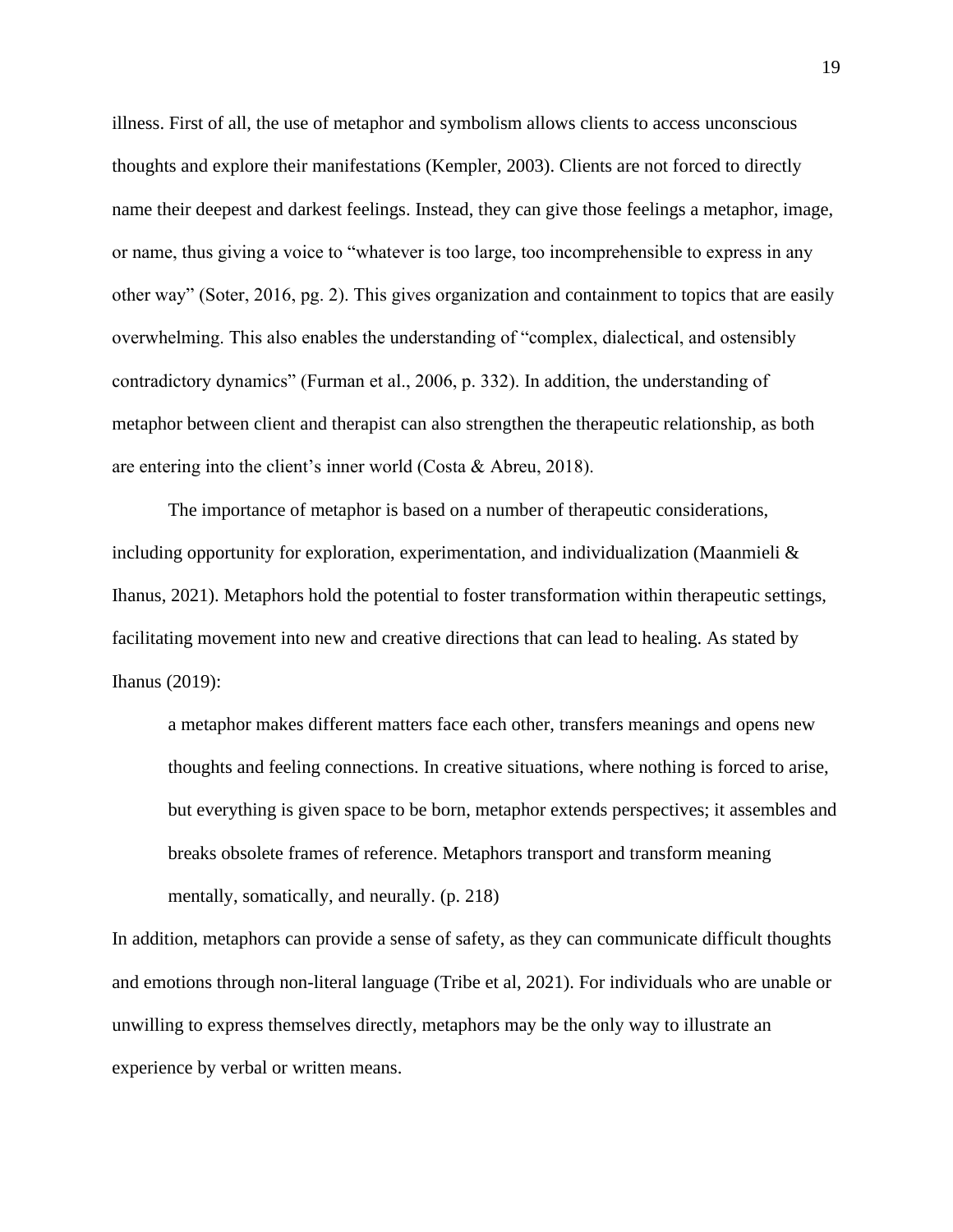illness. First of all, the use of metaphor and symbolism allows clients to access unconscious thoughts and explore their manifestations (Kempler, 2003). Clients are not forced to directly name their deepest and darkest feelings. Instead, they can give those feelings a metaphor, image, or name, thus giving a voice to "whatever is too large, too incomprehensible to express in any other way" (Soter, 2016, pg. 2). This gives organization and containment to topics that are easily overwhelming. This also enables the understanding of "complex, dialectical, and ostensibly contradictory dynamics" (Furman et al., 2006, p. 332). In addition, the understanding of metaphor between client and therapist can also strengthen the therapeutic relationship, as both are entering into the client's inner world (Costa & Abreu, 2018).

The importance of metaphor is based on a number of therapeutic considerations, including opportunity for exploration, experimentation, and individualization (Maanmieli & Ihanus, 2021). Metaphors hold the potential to foster transformation within therapeutic settings, facilitating movement into new and creative directions that can lead to healing. As stated by Ihanus (2019):

> a metaphor makes different matters face each other, transfers meanings and opens new thoughts and feeling connections. In creative situations, where nothing is forced to arise, but everything is given space to be born, metaphor extends perspectives; it assembles and breaks obsolete frames of reference. Metaphors transport and transform meaning mentally, somatically, and neurally. (p. 218)

In addition, metaphors can provide a sense of safety, as they can communicate difficult thoughts and emotions through non-literal language (Tribe et al, 2021). For individuals who are unable or unwilling to express themselves directly, metaphors may be the only way to illustrate an experience by verbal or written means.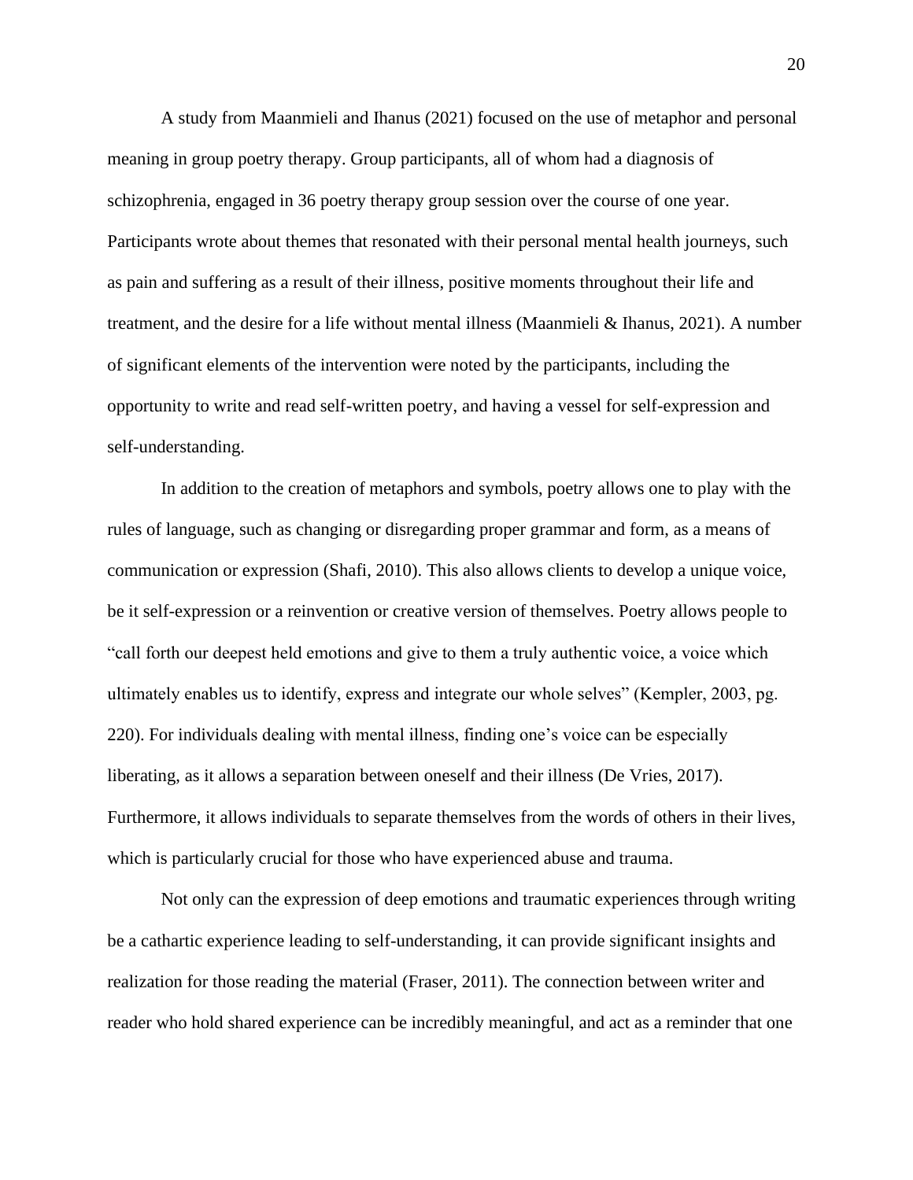A study from Maanmieli and Ihanus (2021) focused on the use of metaphor and personal meaning in group poetry therapy. Group participants, all of whom had a diagnosis of schizophrenia, engaged in 36 poetry therapy group session over the course of one year. Participants wrote about themes that resonated with their personal mental health journeys, such as pain and suffering as a result of their illness, positive moments throughout their life and treatment, and the desire for a life without mental illness (Maanmieli & Ihanus, 2021). A number of significant elements of the intervention were noted by the participants, including the opportunity to write and read self-written poetry, and having a vessel for self-expression and self-understanding.

In addition to the creation of metaphors and symbols, poetry allows one to play with the rules of language, such as changing or disregarding proper grammar and form, as a means of communication or expression (Shafi, 2010). This also allows clients to develop a unique voice, be it self-expression or a reinvention or creative version of themselves. Poetry allows people to "call forth our deepest held emotions and give to them a truly authentic voice, a voice which ultimately enables us to identify, express and integrate our whole selves" (Kempler, 2003, pg. 220). For individuals dealing with mental illness, finding one's voice can be especially liberating, as it allows a separation between oneself and their illness (De Vries, 2017). Furthermore, it allows individuals to separate themselves from the words of others in their lives, which is particularly crucial for those who have experienced abuse and trauma.

Not only can the expression of deep emotions and traumatic experiences through writing be a cathartic experience leading to self-understanding, it can provide significant insights and realization for those reading the material (Fraser, 2011). The connection between writer and reader who hold shared experience can be incredibly meaningful, and act as a reminder that one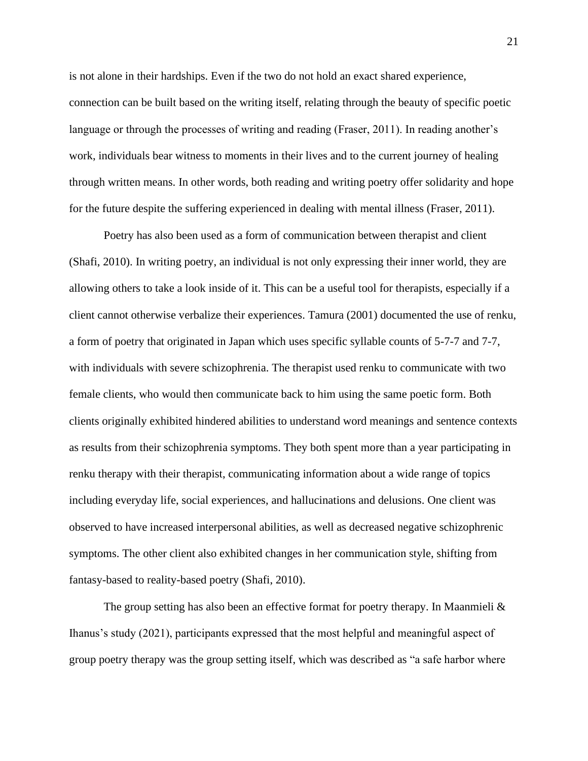is not alone in their hardships. Even if the two do not hold an exact shared experience, connection can be built based on the writing itself, relating through the beauty of specific poetic language or through the processes of writing and reading (Fraser, 2011). In reading another's work, individuals bear witness to moments in their lives and to the current journey of healing through written means. In other words, both reading and writing poetry offer solidarity and hope for the future despite the suffering experienced in dealing with mental illness (Fraser, 2011).

Poetry has also been used as a form of communication between therapist and client (Shafi, 2010). In writing poetry, an individual is not only expressing their inner world, they are allowing others to take a look inside of it. This can be a useful tool for therapists, especially if a client cannot otherwise verbalize their experiences. Tamura (2001) documented the use of renku, a form of poetry that originated in Japan which uses specific syllable counts of 5-7-7 and 7-7, with individuals with severe schizophrenia. The therapist used renku to communicate with two female clients, who would then communicate back to him using the same poetic form. Both clients originally exhibited hindered abilities to understand word meanings and sentence contexts as results from their schizophrenia symptoms. They both spent more than a year participating in renku therapy with their therapist, communicating information about a wide range of topics including everyday life, social experiences, and hallucinations and delusions. One client was observed to have increased interpersonal abilities, as well as decreased negative schizophrenic symptoms. The other client also exhibited changes in her communication style, shifting from fantasy-based to reality-based poetry (Shafi, 2010).

The group setting has also been an effective format for poetry therapy. In Maanmieli & Ihanus's study (2021), participants expressed that the most helpful and meaningful aspect of group poetry therapy was the group setting itself, which was described as "a safe harbor where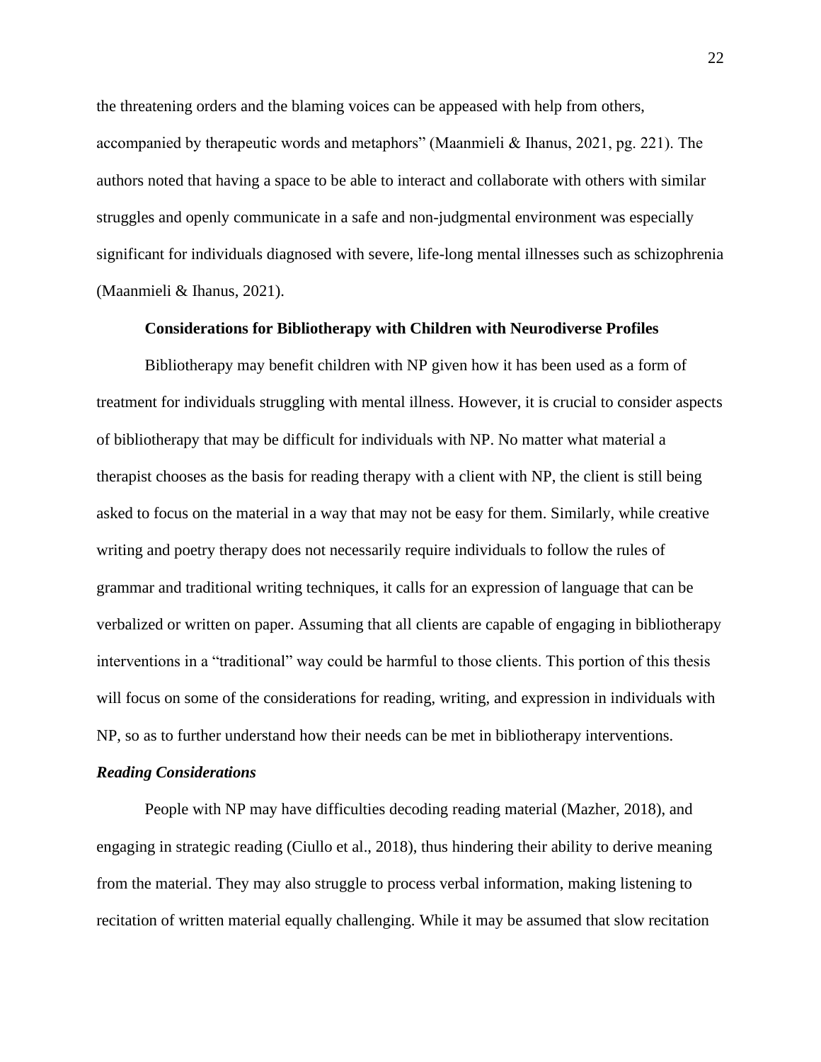the threatening orders and the blaming voices can be appeased with help from others, accompanied by therapeutic words and metaphors" (Maanmieli & Ihanus, 2021, pg. 221). The authors noted that having a space to be able to interact and collaborate with others with similar struggles and openly communicate in a safe and non-judgmental environment was especially significant for individuals diagnosed with severe, life-long mental illnesses such as schizophrenia (Maanmieli & Ihanus, 2021).

## Considerations for Bibliotherapy with Children with Neurodiverse Profiles

Bibliotherapy may benefit children with NP given how it has been used as a form of treatment for individuals struggling with mental illness. However, it is crucial to consider aspects of bibliotherapy that may be difficult for individuals with NP. No matter what material a therapist chooses as the basis for reading therapy with a client with NP, the client is still being asked to focus on the material in a way that may not be easy for them. Similarly, while creative writing and poetry therapy does not necessarily require individuals to follow the rules of grammar and traditional writing techniques, it calls for an expression of language that can be verbalized or written on paper. Assuming that all clients are capable of engaging in bibliotherapy interventions in a "traditional" way could be harmful to those clients. This portion of this thesis will focus on some of the considerations for reading, writing, and expression in individuals with NP, so as to further understand how their needs can be met in bibliotherapy interventions.

### *Reading Considerations*

People with NP may have difficulties decoding reading material (Mazher, 2018), and engaging in strategic reading (Ciullo et al., 2018), thus hindering their ability to derive meaning from the material. They may also struggle to process verbal information, making listening to recitation of written material equally challenging. While it may be assumed that slow recitation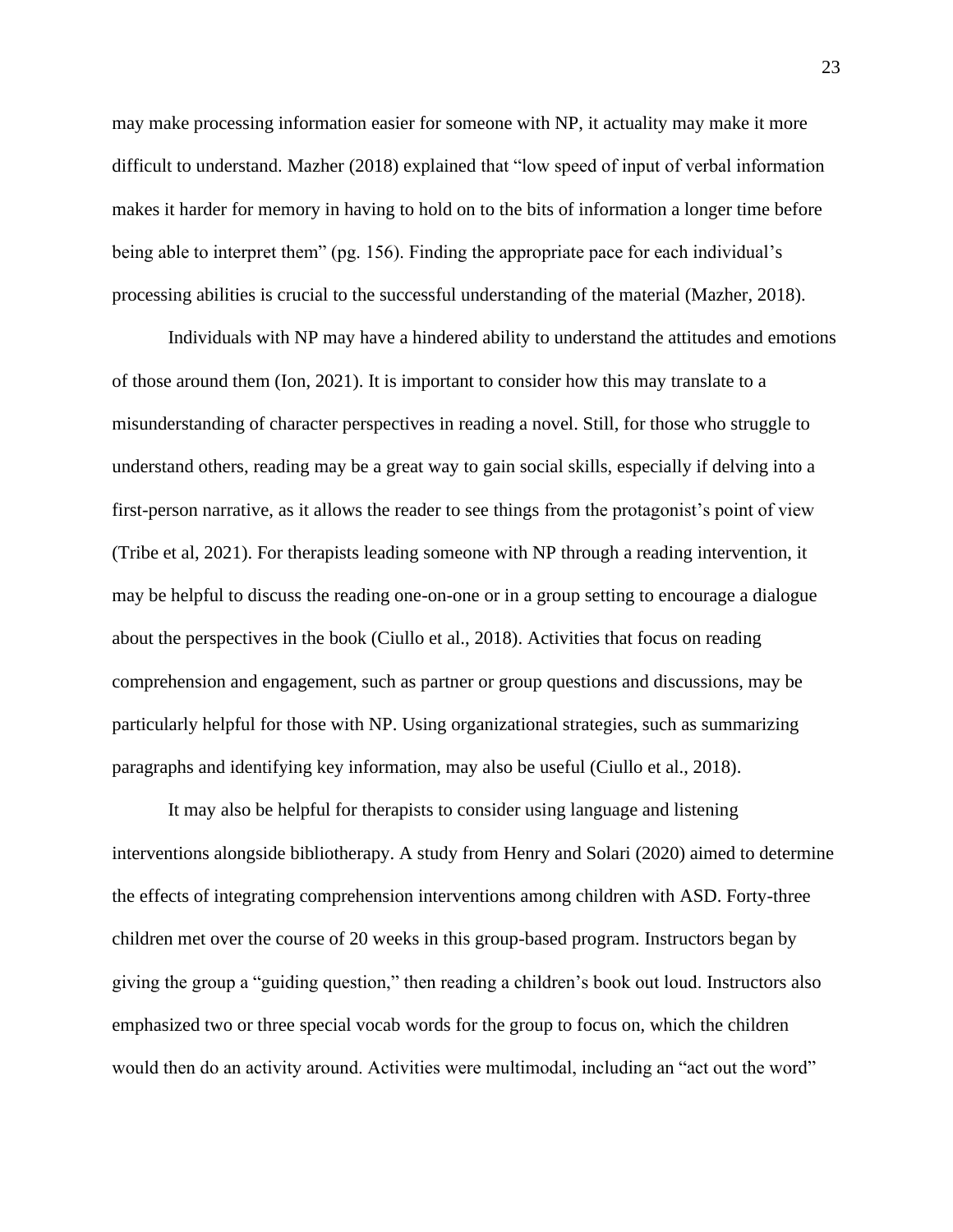may make processing information easier for someone with NP, it actuality may make it more difficult to understand. Mazher (2018) explained that "low speed of input of verbal information makes it harder for memory in having to hold on to the bits of information a longer time before being able to interpret them" (pg. 156). Finding the appropriate pace for each individual's processing abilities is crucial to the successful understanding of the material (Mazher, 2018).

Individuals with NP may have a hindered ability to understand the attitudes and emotions of those around them (Ion, 2021). It is important to consider how this may translate to a misunderstanding of character perspectives in reading a novel. Still, for those who struggle to understand others, reading may be a great way to gain social skills, especially if delving into a first-person narrative, as it allows the reader to see things from the protagonist's point of view (Tribe et al, 2021). For therapists leading someone with NP through a reading intervention, it may be helpful to discuss the reading one-on-one or in a group setting to encourage a dialogue about the perspectives in the book (Ciullo et al., 2018). Activities that focus on reading comprehension and engagement, such as partner or group questions and discussions, may be particularly helpful for those with NP. Using organizational strategies, such as summarizing paragraphs and identifying key information, may also be useful (Ciullo et al., 2018).

It may also be helpful for therapists to consider using language and listening interventions alongside bibliotherapy. A study from Henry and Solari (2020) aimed to determine the effects of integrating comprehension interventions among children with ASD. Forty-three children met over the course of 20 weeks in this group-based program. Instructors began by giving the group a "guiding question," then reading a children's book out loud. Instructors also emphasized two or three special vocab words for the group to focus on, which the children would then do an activity around. Activities were multimodal, including an "act out the word"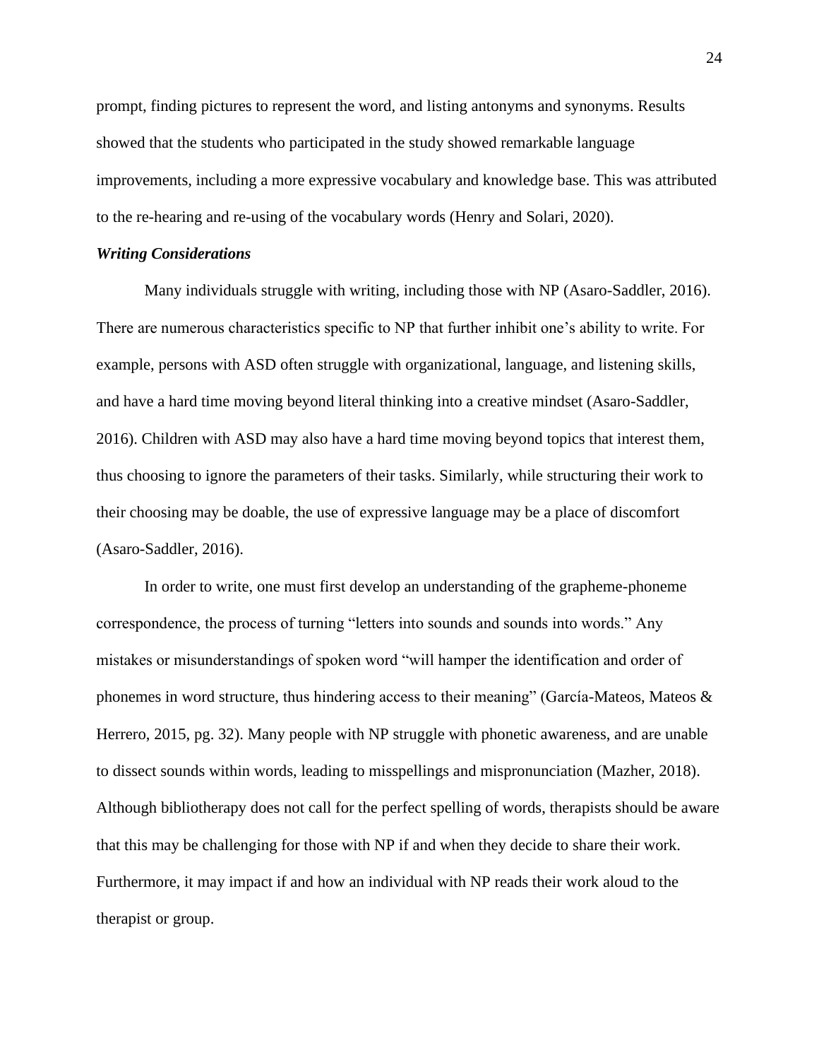prompt, finding pictures to represent the word, and listing antonyms and synonyms. Results showed that the students who participated in the study showed remarkable language improvements, including a more expressive vocabulary and knowledge base. This was attributed to the re-hearing and re-using of the vocabulary words (Henry and Solari, 2020).

***Writing Considerations***

Many individuals struggle with writing, including those with NP (Asaro-Saddler, 2016). There are numerous characteristics specific to NP that further inhibit one's ability to write. For example, persons with ASD often struggle with organizational, language, and listening skills, and have a hard time moving beyond literal thinking into a creative mindset (Asaro-Saddler, 2016). Children with ASD may also have a hard time moving beyond topics that interest them, thus choosing to ignore the parameters of their tasks. Similarly, while structuring their work to their choosing may be doable, the use of expressive language may be a place of discomfort (Asaro-Saddler, 2016).

In order to write, one must first develop an understanding of the grapheme-phoneme correspondence, the process of turning "letters into sounds and sounds into words." Any mistakes or misunderstandings of spoken word "will hamper the identification and order of phonemes in word structure, thus hindering access to their meaning" (García-Mateos, Mateos & Herrero, 2015, pg. 32). Many people with NP struggle with phonetic awareness, and are unable to dissect sounds within words, leading to misspellings and mispronunciation (Mazher, 2018). Although bibliotherapy does not call for the perfect spelling of words, therapists should be aware that this may be challenging for those with NP if and when they decide to share their work. Furthermore, it may impact if and how an individual with NP reads their work aloud to the therapist or group.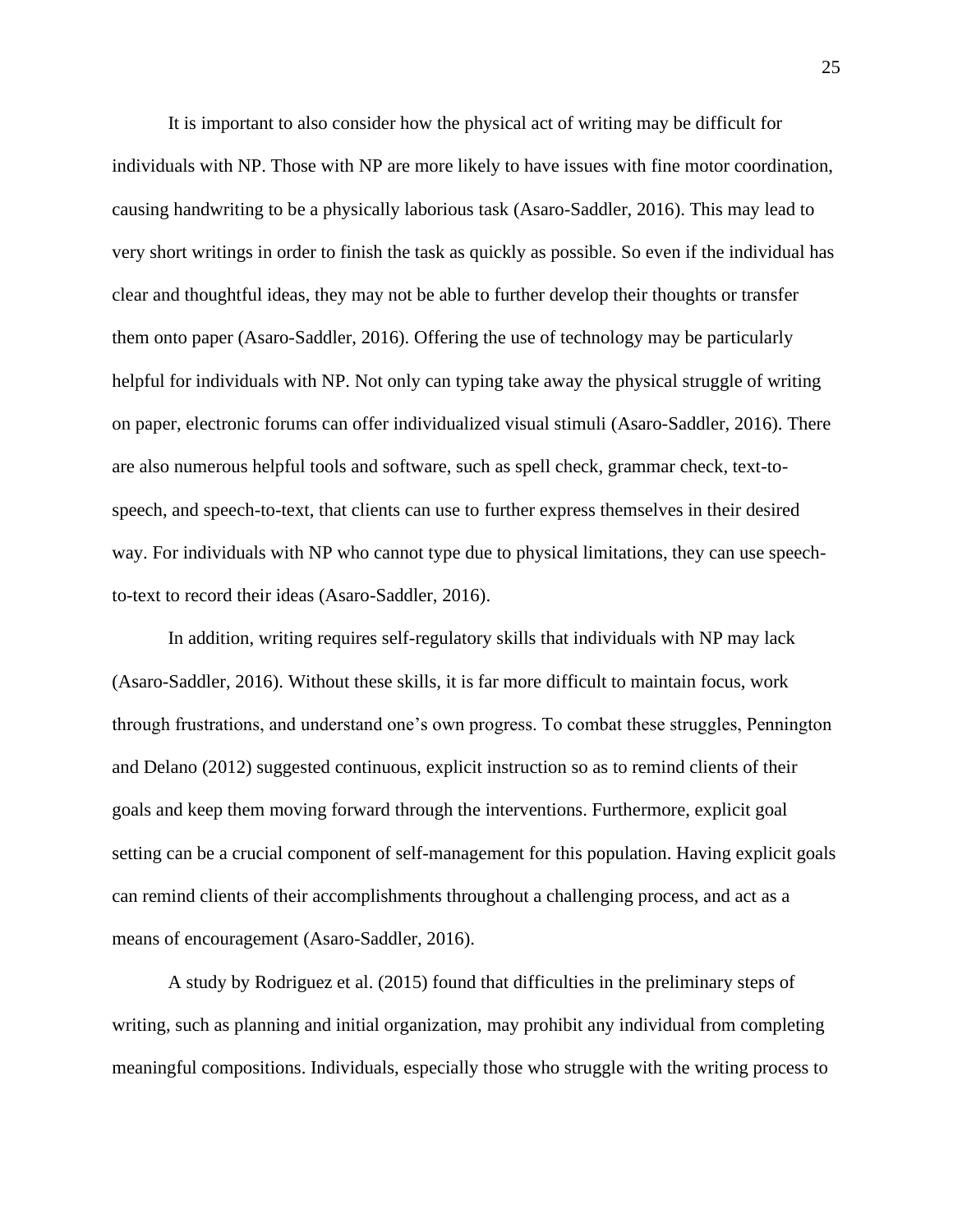It is important to also consider how the physical act of writing may be difficult for individuals with NP. Those with NP are more likely to have issues with fine motor coordination, causing handwriting to be a physically laborious task (Asaro-Saddler, 2016). This may lead to very short writings in order to finish the task as quickly as possible. So even if the individual has clear and thoughtful ideas, they may not be able to further develop their thoughts or transfer them onto paper (Asaro-Saddler, 2016). Offering the use of technology may be particularly helpful for individuals with NP. Not only can typing take away the physical struggle of writing on paper, electronic forums can offer individualized visual stimuli (Asaro-Saddler, 2016). There are also numerous helpful tools and software, such as spell check, grammar check, text-to-speech, and speech-to-text, that clients can use to further express themselves in their desired way. For individuals with NP who cannot type due to physical limitations, they can use speech-to-text to record their ideas (Asaro-Saddler, 2016).

In addition, writing requires self-regulatory skills that individuals with NP may lack (Asaro-Saddler, 2016). Without these skills, it is far more difficult to maintain focus, work through frustrations, and understand one's own progress. To combat these struggles, Pennington and Delano (2012) suggested continuous, explicit instruction so as to remind clients of their goals and keep them moving forward through the interventions. Furthermore, explicit goal setting can be a crucial component of self-management for this population. Having explicit goals can remind clients of their accomplishments throughout a challenging process, and act as a means of encouragement (Asaro-Saddler, 2016).

A study by Rodriguez et al. (2015) found that difficulties in the preliminary steps of writing, such as planning and initial organization, may prohibit any individual from completing meaningful compositions. Individuals, especially those who struggle with the writing process to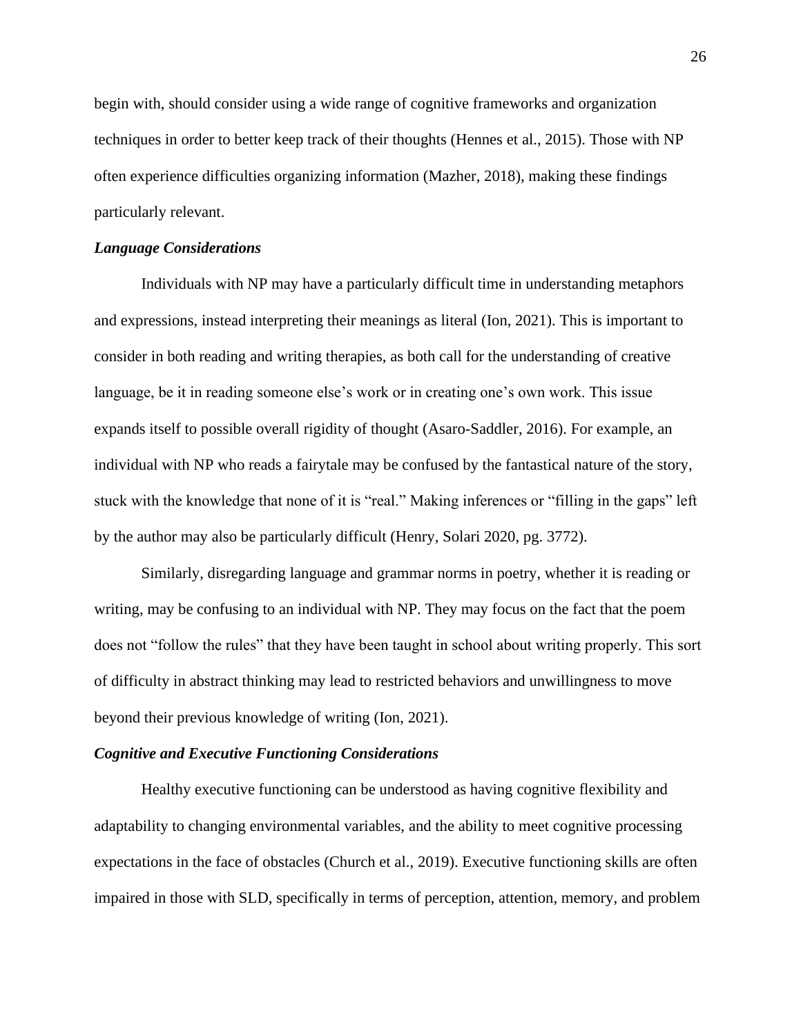begin with, should consider using a wide range of cognitive frameworks and organization techniques in order to better keep track of their thoughts (Hennes et al., 2015). Those with NP often experience difficulties organizing information (Mazher, 2018), making these findings particularly relevant.

### *Language Considerations*

Individuals with NP may have a particularly difficult time in understanding metaphors and expressions, instead interpreting their meanings as literal (Ion, 2021). This is important to consider in both reading and writing therapies, as both call for the understanding of creative language, be it in reading someone else's work or in creating one's own work. This issue expands itself to possible overall rigidity of thought (Asaro-Saddler, 2016). For example, an individual with NP who reads a fairytale may be confused by the fantastical nature of the story, stuck with the knowledge that none of it is "real." Making inferences or "filling in the gaps" left by the author may also be particularly difficult (Henry, Solari 2020, pg. 3772).

Similarly, disregarding language and grammar norms in poetry, whether it is reading or writing, may be confusing to an individual with NP. They may focus on the fact that the poem does not "follow the rules" that they have been taught in school about writing properly. This sort of difficulty in abstract thinking may lead to restricted behaviors and unwillingness to move beyond their previous knowledge of writing (Ion, 2021).

### *Cognitive and Executive Functioning Considerations*

Healthy executive functioning can be understood as having cognitive flexibility and adaptability to changing environmental variables, and the ability to meet cognitive processing expectations in the face of obstacles (Church et al., 2019). Executive functioning skills are often impaired in those with SLD, specifically in terms of perception, attention, memory, and problem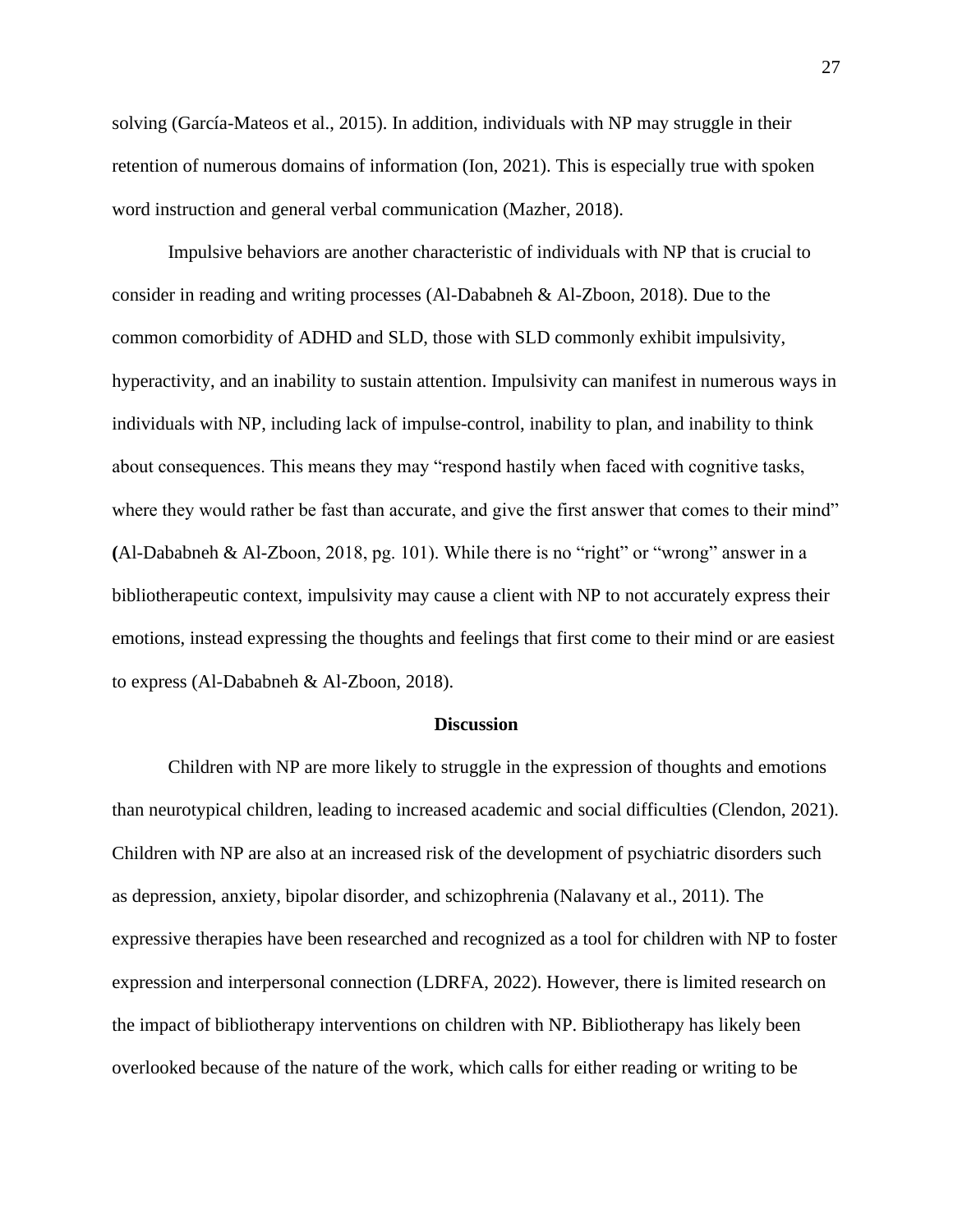solving (García-Mateos et al., 2015). In addition, individuals with NP may struggle in their retention of numerous domains of information (Ion, 2021). This is especially true with spoken word instruction and general verbal communication (Mazher, 2018).

Impulsive behaviors are another characteristic of individuals with NP that is crucial to consider in reading and writing processes (Al-Dababneh & Al-Zboon, 2018). Due to the common comorbidity of ADHD and SLD, those with SLD commonly exhibit impulsivity, hyperactivity, and an inability to sustain attention. Impulsivity can manifest in numerous ways in individuals with NP, including lack of impulse-control, inability to plan, and inability to think about consequences. This means they may "respond hastily when faced with cognitive tasks, where they would rather be fast than accurate, and give the first answer that comes to their mind" **(**Al-Dababneh & Al-Zboon, 2018, pg. 101). While there is no "right" or "wrong" answer in a bibliotherapeutic context, impulsivity may cause a client with NP to not accurately express their emotions, instead expressing the thoughts and feelings that first come to their mind or are easiest to express (Al-Dababneh & Al-Zboon, 2018).

## Discussion

Children with NP are more likely to struggle in the expression of thoughts and emotions than neurotypical children, leading to increased academic and social difficulties (Clendon, 2021). Children with NP are also at an increased risk of the development of psychiatric disorders such as depression, anxiety, bipolar disorder, and schizophrenia (Nalavany et al., 2011). The expressive therapies have been researched and recognized as a tool for children with NP to foster expression and interpersonal connection (LDRFA, 2022). However, there is limited research on the impact of bibliotherapy interventions on children with NP. Bibliotherapy has likely been overlooked because of the nature of the work, which calls for either reading or writing to be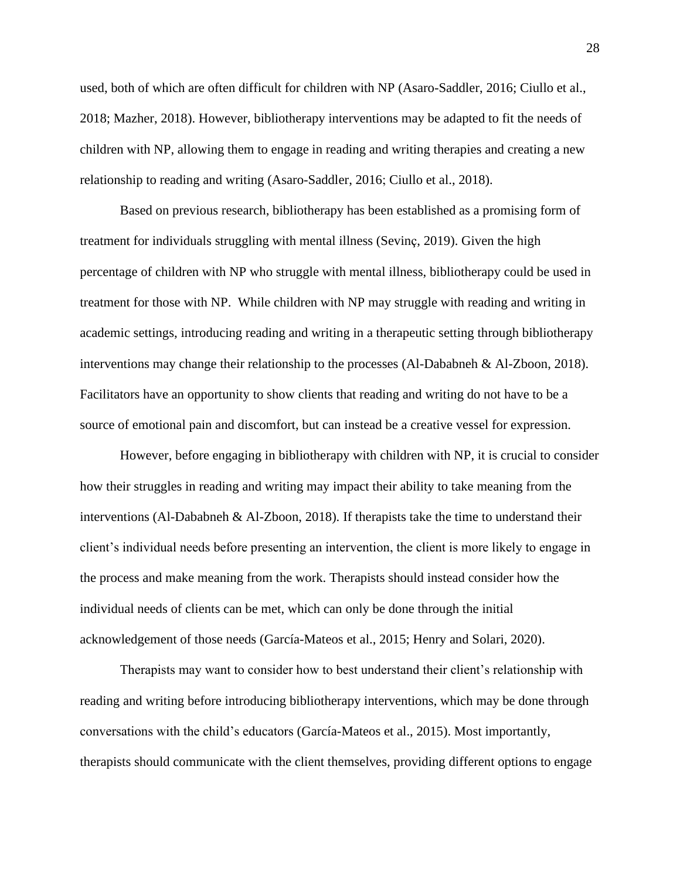used, both of which are often difficult for children with NP (Asaro-Saddler, 2016; Ciullo et al., 2018; Mazher, 2018). However, bibliotherapy interventions may be adapted to fit the needs of children with NP, allowing them to engage in reading and writing therapies and creating a new relationship to reading and writing (Asaro-Saddler, 2016; Ciullo et al., 2018).

Based on previous research, bibliotherapy has been established as a promising form of treatment for individuals struggling with mental illness (Sevinç, 2019). Given the high percentage of children with NP who struggle with mental illness, bibliotherapy could be used in treatment for those with NP. While children with NP may struggle with reading and writing in academic settings, introducing reading and writing in a therapeutic setting through bibliotherapy interventions may change their relationship to the processes (Al-Dababneh & Al-Zboon, 2018). Facilitators have an opportunity to show clients that reading and writing do not have to be a source of emotional pain and discomfort, but can instead be a creative vessel for expression.

However, before engaging in bibliotherapy with children with NP, it is crucial to consider how their struggles in reading and writing may impact their ability to take meaning from the interventions (Al-Dababneh & Al-Zboon, 2018). If therapists take the time to understand their client's individual needs before presenting an intervention, the client is more likely to engage in the process and make meaning from the work. Therapists should instead consider how the individual needs of clients can be met, which can only be done through the initial acknowledgement of those needs (García-Mateos et al., 2015; Henry and Solari, 2020).

Therapists may want to consider how to best understand their client's relationship with reading and writing before introducing bibliotherapy interventions, which may be done through conversations with the child's educators (García-Mateos et al., 2015). Most importantly, therapists should communicate with the client themselves, providing different options to engage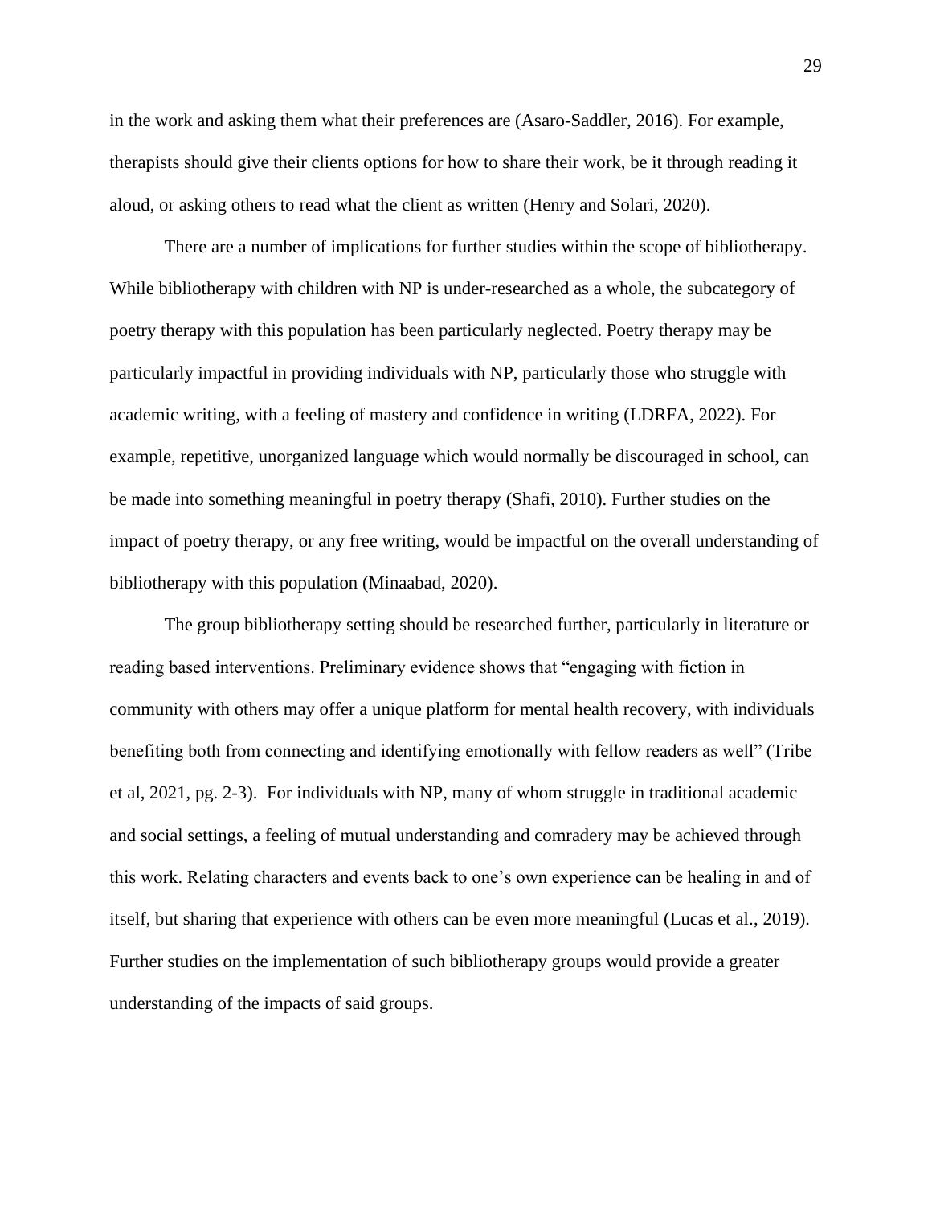in the work and asking them what their preferences are (Asaro-Saddler, 2016). For example, therapists should give their clients options for how to share their work, be it through reading it aloud, or asking others to read what the client as written (Henry and Solari, 2020).

There are a number of implications for further studies within the scope of bibliotherapy. While bibliotherapy with children with NP is under-researched as a whole, the subcategory of poetry therapy with this population has been particularly neglected. Poetry therapy may be particularly impactful in providing individuals with NP, particularly those who struggle with academic writing, with a feeling of mastery and confidence in writing (LDRFA, 2022). For example, repetitive, unorganized language which would normally be discouraged in school, can be made into something meaningful in poetry therapy (Shafi, 2010). Further studies on the impact of poetry therapy, or any free writing, would be impactful on the overall understanding of bibliotherapy with this population (Minaabad, 2020).

The group bibliotherapy setting should be researched further, particularly in literature or reading based interventions. Preliminary evidence shows that "engaging with fiction in community with others may offer a unique platform for mental health recovery, with individuals benefiting both from connecting and identifying emotionally with fellow readers as well" (Tribe et al, 2021, pg. 2-3). For individuals with NP, many of whom struggle in traditional academic and social settings, a feeling of mutual understanding and comradery may be achieved through this work. Relating characters and events back to one's own experience can be healing in and of itself, but sharing that experience with others can be even more meaningful (Lucas et al., 2019). Further studies on the implementation of such bibliotherapy groups would provide a greater understanding of the impacts of said groups.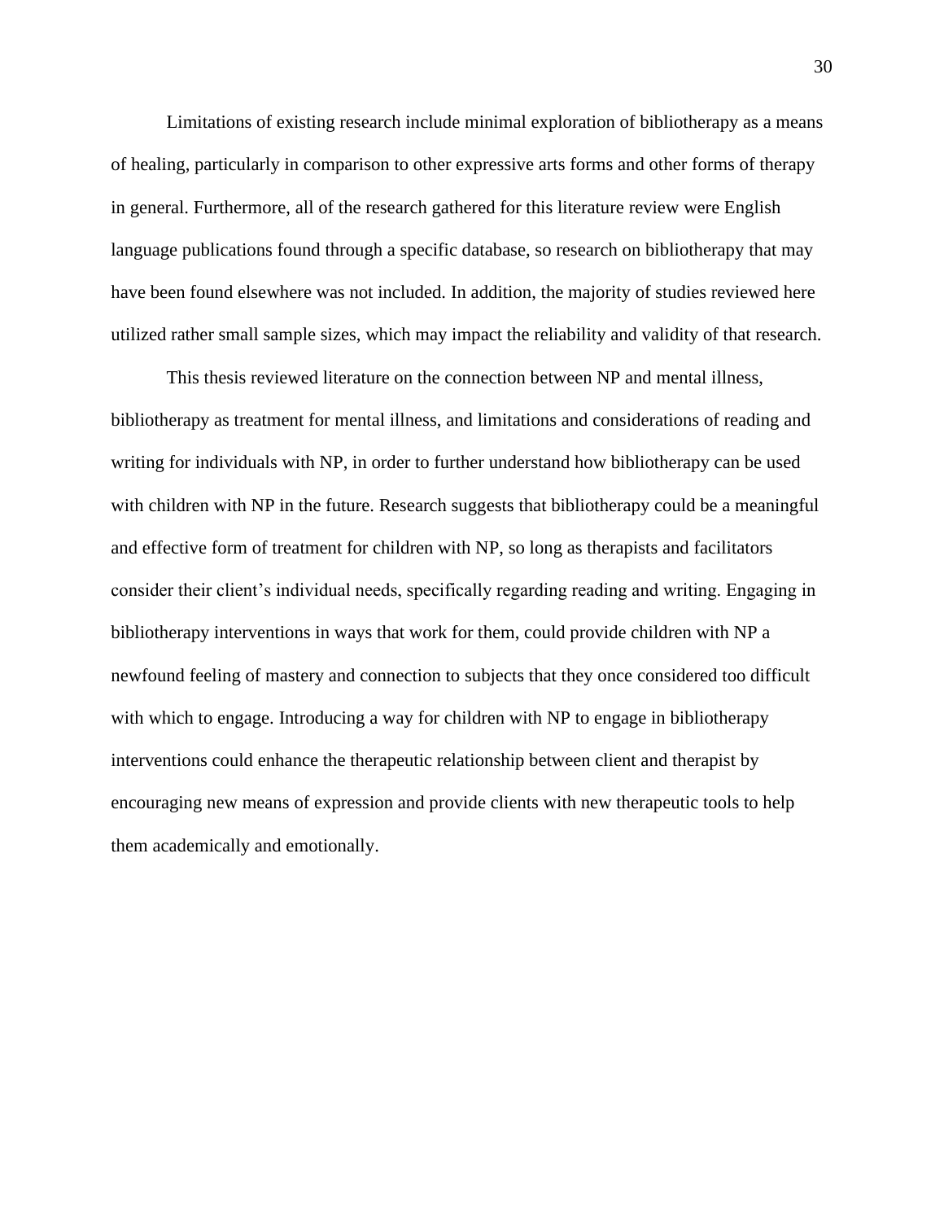Limitations of existing research include minimal exploration of bibliotherapy as a means of healing, particularly in comparison to other expressive arts forms and other forms of therapy in general. Furthermore, all of the research gathered for this literature review were English language publications found through a specific database, so research on bibliotherapy that may have been found elsewhere was not included. In addition, the majority of studies reviewed here utilized rather small sample sizes, which may impact the reliability and validity of that research.

This thesis reviewed literature on the connection between NP and mental illness, bibliotherapy as treatment for mental illness, and limitations and considerations of reading and writing for individuals with NP, in order to further understand how bibliotherapy can be used with children with NP in the future. Research suggests that bibliotherapy could be a meaningful and effective form of treatment for children with NP, so long as therapists and facilitators consider their client's individual needs, specifically regarding reading and writing. Engaging in bibliotherapy interventions in ways that work for them, could provide children with NP a newfound feeling of mastery and connection to subjects that they once considered too difficult with which to engage. Introducing a way for children with NP to engage in bibliotherapy interventions could enhance the therapeutic relationship between client and therapist by encouraging new means of expression and provide clients with new therapeutic tools to help them academically and emotionally.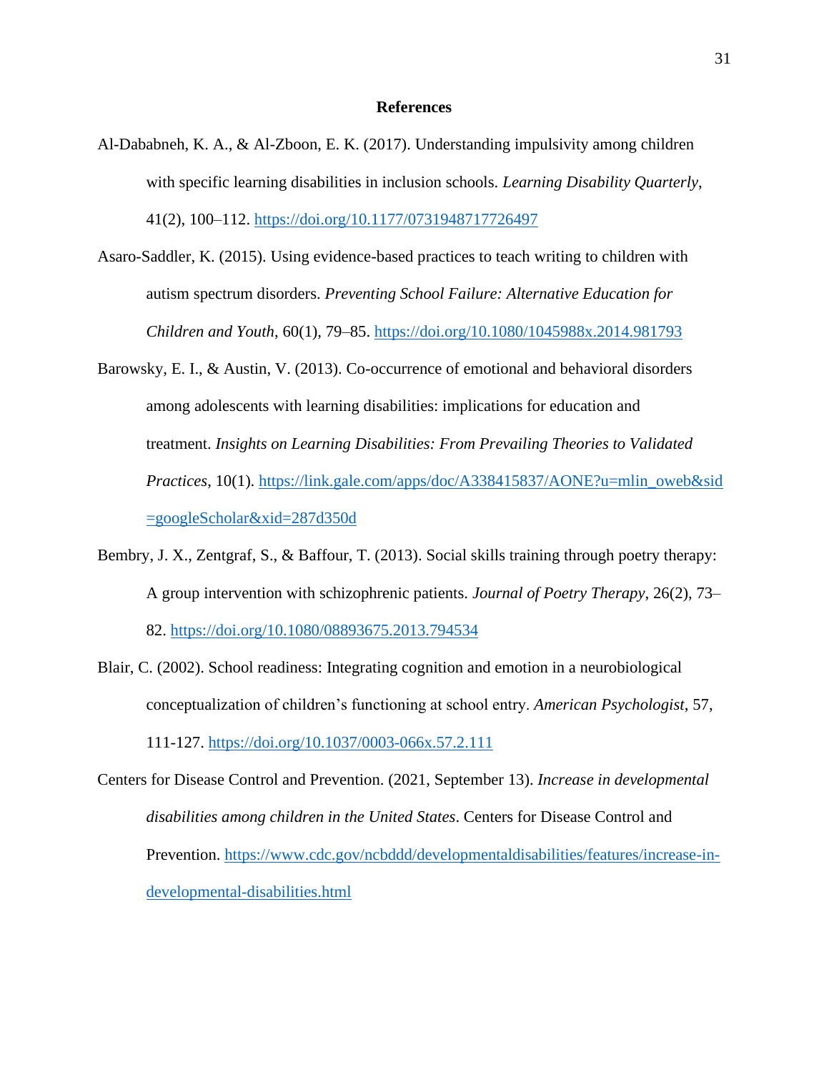## References

Al-Dababneh, K. A., & Al-Zboon, E. K. (2017). Understanding impulsivity among children with specific learning disabilities in inclusion schools. *Learning Disability Quarterly*, 41(2), 100–112. https://doi.org/10.1177/0731948717726497

Asaro-Saddler, K. (2015). Using evidence-based practices to teach writing to children with autism spectrum disorders. *Preventing School Failure: Alternative Education for Children and Youth*, 60(1), 79–85. https://doi.org/10.1080/1045988x.2014.981793

Barowsky, E. I., & Austin, V. (2013). Co-occurrence of emotional and behavioral disorders among adolescents with learning disabilities: implications for education and treatment. *Insights on Learning Disabilities: From Prevailing Theories to Validated Practices*, 10(1). https://link.gale.com/apps/doc/A338415837/AONE?u=mlin_oweb&sid=googleScholar&xid=287d350d

Bembry, J. X., Zentgraf, S., & Baffour, T. (2013). Social skills training through poetry therapy: A group intervention with schizophrenic patients. *Journal of Poetry Therapy*, 26(2), 73–82. https://doi.org/10.1080/08893675.2013.794534

Blair, C. (2002). School readiness: Integrating cognition and emotion in a neurobiological conceptualization of children's functioning at school entry. *American Psychologist*, 57, 111-127. https://doi.org/10.1037/0003-066x.57.2.111

Centers for Disease Control and Prevention. (2021, September 13). *Increase in developmental disabilities among children in the United States*. Centers for Disease Control and Prevention. https://www.cdc.gov/ncbddd/developmentaldisabilities/features/increase-in-developmental-disabilities.html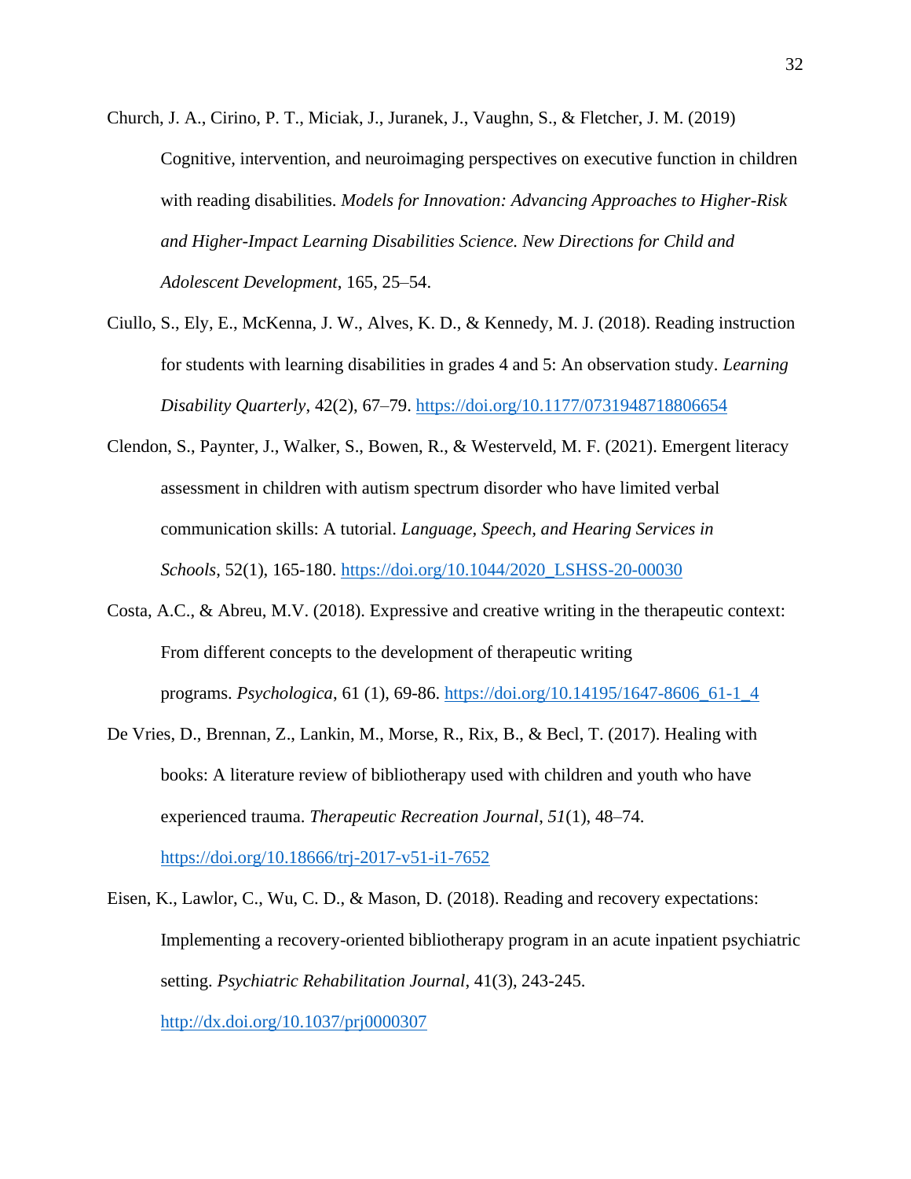Church, J. A., Cirino, P. T., Miciak, J., Juranek, J., Vaughn, S., & Fletcher, J. M. (2019) Cognitive, intervention, and neuroimaging perspectives on executive function in children with reading disabilities. *Models for Innovation: Advancing Approaches to Higher-Risk and Higher-Impact Learning Disabilities Science. New Directions for Child and Adolescent Development*, 165, 25–54.

Ciullo, S., Ely, E., McKenna, J. W., Alves, K. D., & Kennedy, M. J. (2018). Reading instruction for students with learning disabilities in grades 4 and 5: An observation study. *Learning Disability Quarterly*, 42(2), 67–79. https://doi.org/10.1177/0731948718806654

Clendon, S., Paynter, J., Walker, S., Bowen, R., & Westerveld, M. F. (2021). Emergent literacy assessment in children with autism spectrum disorder who have limited verbal communication skills: A tutorial. *Language, Speech, and Hearing Services in Schools*, 52(1), 165-180. https://doi.org/10.1044/2020_LSHSS-20-00030

Costa, A.C., & Abreu, M.V. (2018). Expressive and creative writing in the therapeutic context: From different concepts to the development of therapeutic writing programs. *Psychologica*, 61 (1), 69-86. https://doi.org/10.14195/1647-8606_61-1_4

De Vries, D., Brennan, Z., Lankin, M., Morse, R., Rix, B., & Becl, T. (2017). Healing with books: A literature review of bibliotherapy used with children and youth who have experienced trauma. *Therapeutic Recreation Journal*, *51*(1), 48–74. https://doi.org/10.18666/trj-2017-v51-i1-7652

Eisen, K., Lawlor, C., Wu, C. D., & Mason, D. (2018). Reading and recovery expectations: Implementing a recovery-oriented bibliotherapy program in an acute inpatient psychiatric setting. *Psychiatric Rehabilitation Journal*, 41(3), 243-245. http://dx.doi.org/10.1037/prj0000307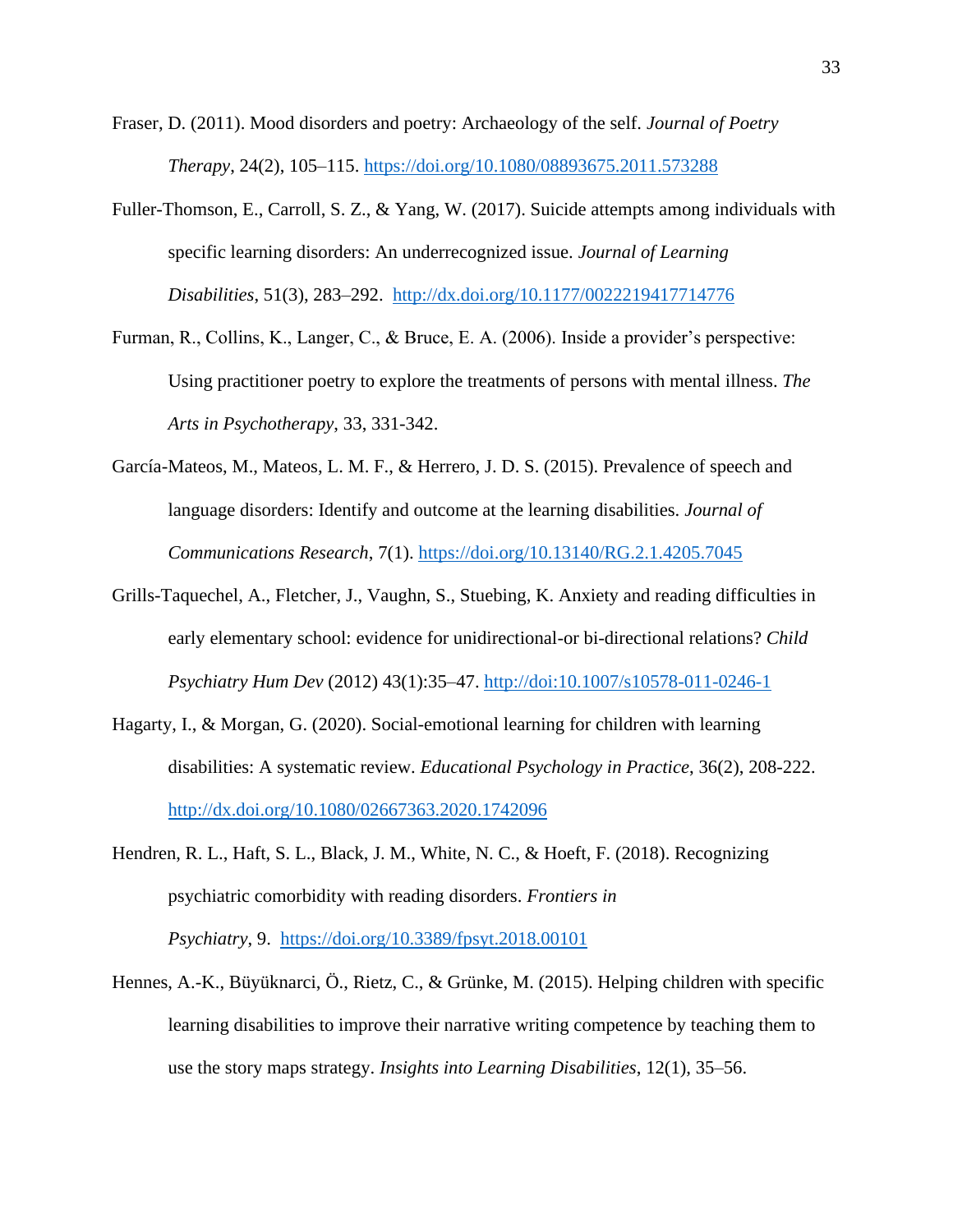Fraser, D. (2011). Mood disorders and poetry: Archaeology of the self. *Journal of Poetry Therapy*, 24(2), 105–115. https://doi.org/10.1080/08893675.2011.573288

Fuller-Thomson, E., Carroll, S. Z., & Yang, W. (2017). Suicide attempts among individuals with specific learning disorders: An underrecognized issue. *Journal of Learning Disabilities*, 51(3), 283–292. http://dx.doi.org/10.1177/0022219417714776

Furman, R., Collins, K., Langer, C., & Bruce, E. A. (2006). Inside a provider's perspective: Using practitioner poetry to explore the treatments of persons with mental illness. *The Arts in Psychotherapy*, 33, 331-342.

García-Mateos, M., Mateos, L. M. F., & Herrero, J. D. S. (2015). Prevalence of speech and language disorders: Identify and outcome at the learning disabilities. *Journal of Communications Research*, 7(1). https://doi.org/10.13140/RG.2.1.4205.7045

Grills-Taquechel, A., Fletcher, J., Vaughn, S., Stuebing, K. Anxiety and reading difficulties in early elementary school: evidence for unidirectional-or bi-directional relations? *Child Psychiatry Hum Dev* (2012) 43(1):35–47. http://doi:10.1007/s10578-011-0246-1

Hagarty, I., & Morgan, G. (2020). Social-emotional learning for children with learning disabilities: A systematic review. *Educational Psychology in Practice*, 36(2), 208-222. http://dx.doi.org/10.1080/02667363.2020.1742096

Hendren, R. L., Haft, S. L., Black, J. M., White, N. C., & Hoeft, F. (2018). Recognizing psychiatric comorbidity with reading disorders. *Frontiers in Psychiatry*, 9. https://doi.org/10.3389/fpsyt.2018.00101

Hennes, A.-K., Büyüknarci, Ö., Rietz, C., & Grünke, M. (2015). Helping children with specific learning disabilities to improve their narrative writing competence by teaching them to use the story maps strategy. *Insights into Learning Disabilities*, 12(1), 35–56.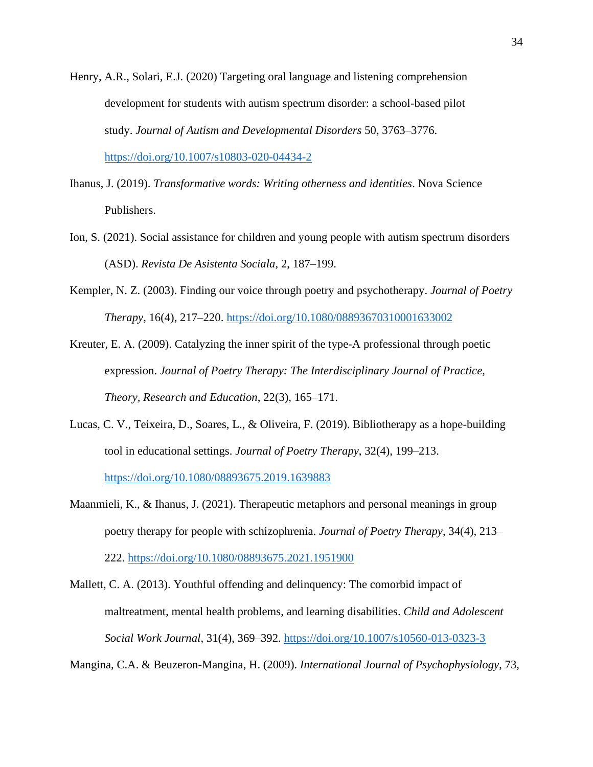Henry, A.R., Solari, E.J. (2020) Targeting oral language and listening comprehension development for students with autism spectrum disorder: a school-based pilot study. *Journal of Autism and Developmental Disorders* 50, 3763–3776. https://doi.org/10.1007/s10803-020-04434-2

Ihanus, J. (2019). *Transformative words: Writing otherness and identities*. Nova Science Publishers.

Ion, S. (2021). Social assistance for children and young people with autism spectrum disorders (ASD). *Revista De Asistenta Sociala*, 2, 187–199.

Kempler, N. Z. (2003). Finding our voice through poetry and psychotherapy. *Journal of Poetry Therapy*, 16(4), 217–220. https://doi.org/10.1080/08893670310001633002

Kreuter, E. A. (2009). Catalyzing the inner spirit of the type-A professional through poetic expression. *Journal of Poetry Therapy: The Interdisciplinary Journal of Practice, Theory, Research and Education*, 22(3), 165–171.

Lucas, C. V., Teixeira, D., Soares, L., & Oliveira, F. (2019). Bibliotherapy as a hope-building tool in educational settings. *Journal of Poetry Therapy*, 32(4), 199–213. https://doi.org/10.1080/08893675.2019.1639883

Maanmieli, K., & Ihanus, J. (2021). Therapeutic metaphors and personal meanings in group poetry therapy for people with schizophrenia. *Journal of Poetry Therapy*, 34(4), 213–222. https://doi.org/10.1080/08893675.2021.1951900

Mallett, C. A. (2013). Youthful offending and delinquency: The comorbid impact of maltreatment, mental health problems, and learning disabilities. *Child and Adolescent Social Work Journal*, 31(4), 369–392. https://doi.org/10.1007/s10560-013-0323-3

Mangina, C.A. & Beuzeron-Mangina, H. (2009). *International Journal of Psychophysiology*, 73,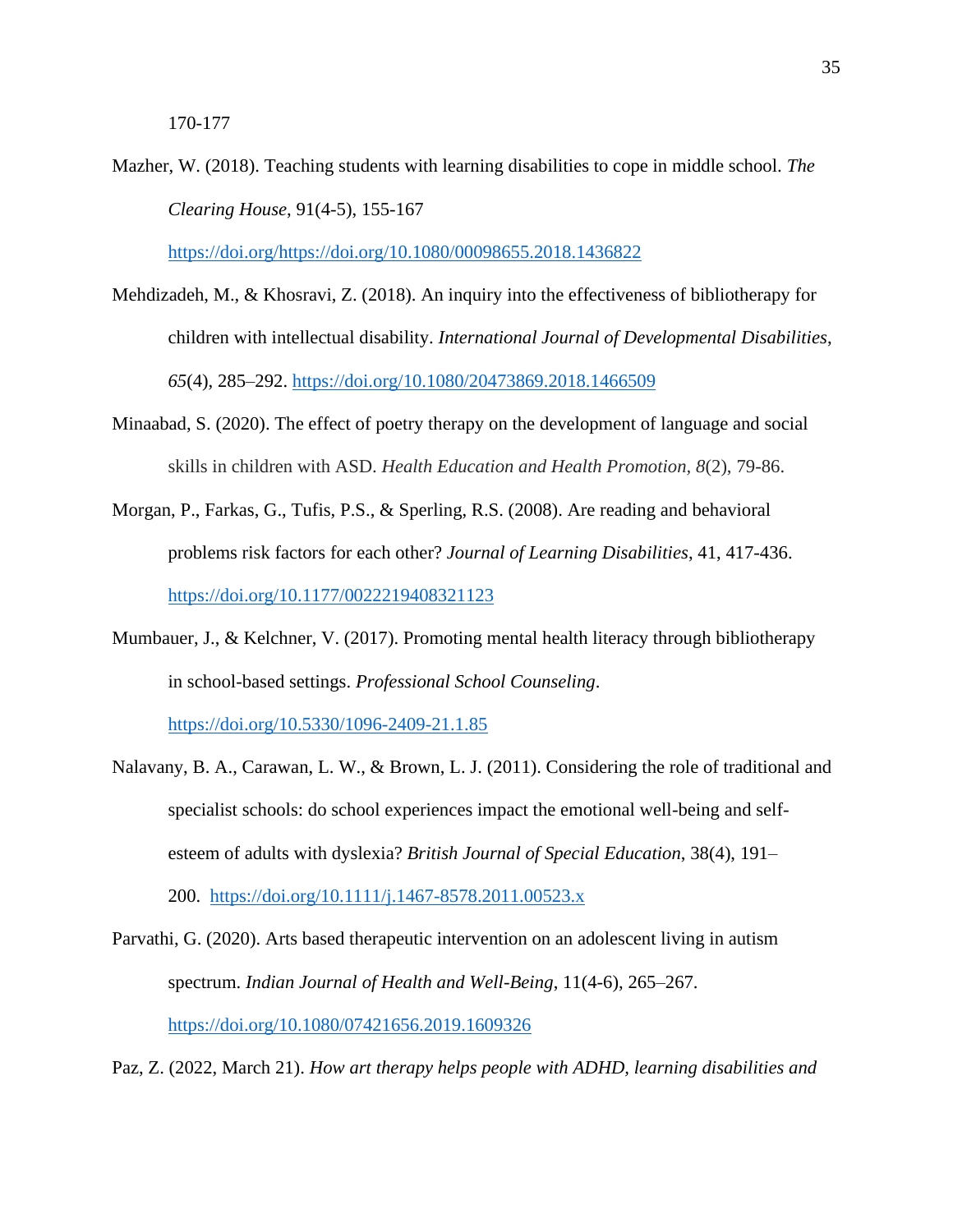170-177

Mazher, W. (2018). Teaching students with learning disabilities to cope in middle school. *The Clearing House*, 91(4-5), 155-167 https://doi.org/https://doi.org/10.1080/00098655.2018.1436822

Mehdizadeh, M., & Khosravi, Z. (2018). An inquiry into the effectiveness of bibliotherapy for children with intellectual disability. *International Journal of Developmental Disabilities*, *65*(4), 285–292. https://doi.org/10.1080/20473869.2018.1466509

Minaabad, S. (2020). The effect of poetry therapy on the development of language and social skills in children with ASD. *Health Education and Health Promotion*, *8*(2), 79-86.

Morgan, P., Farkas, G., Tufis, P.S., & Sperling, R.S. (2008). Are reading and behavioral problems risk factors for each other? *Journal of Learning Disabilities*, 41, 417-436. https://doi.org/10.1177/0022219408321123

Mumbauer, J., & Kelchner, V. (2017). Promoting mental health literacy through bibliotherapy in school-based settings. *Professional School Counseling*. https://doi.org/10.5330/1096-2409-21.1.85

Nalavany, B. A., Carawan, L. W., & Brown, L. J. (2011). Considering the role of traditional and specialist schools: do school experiences impact the emotional well-being and self-esteem of adults with dyslexia? *British Journal of Special Education*, 38(4), 191–200. https://doi.org/10.1111/j.1467-8578.2011.00523.x

Parvathi, G. (2020). Arts based therapeutic intervention on an adolescent living in autism spectrum. *Indian Journal of Health and Well-Being*, 11(4-6), 265–267. https://doi.org/10.1080/07421656.2019.1609326

Paz, Z. (2022, March 21). *How art therapy helps people with ADHD, learning disabilities and*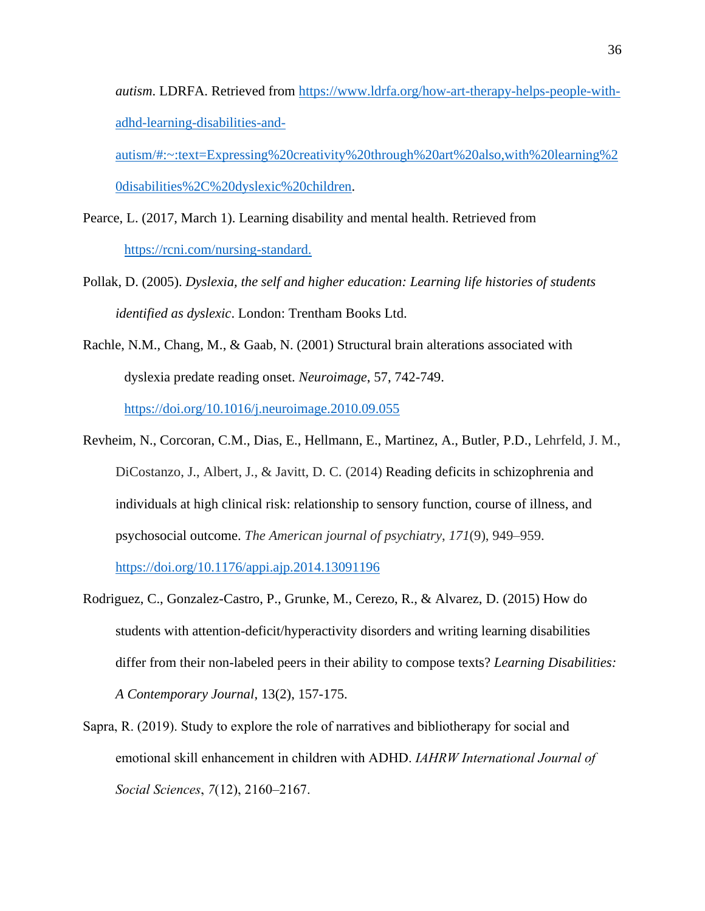*autism*. LDRFA. Retrieved from https://www.ldrfa.org/how-art-therapy-helps-people-with-adhd-learning-disabilities-and-autism/#:~:text=Expressing%20creativity%20through%20art%20also,with%20learning%20disabilities%2C%20dyslexic%20children.

Pearce, L. (2017, March 1). Learning disability and mental health. Retrieved from https://rcni.com/nursing-standard.

Pollak, D. (2005). *Dyslexia, the self and higher education: Learning life histories of students identified as dyslexic*. London: Trentham Books Ltd.

Rachle, N.M., Chang, M., & Gaab, N. (2001) Structural brain alterations associated with dyslexia predate reading onset. *Neuroimage*, 57, 742-749. https://doi.org/10.1016/j.neuroimage.2010.09.055

Revheim, N., Corcoran, C.M., Dias, E., Hellmann, E., Martinez, A., Butler, P.D., Lehrfeld, J. M., DiCostanzo, J., Albert, J., & Javitt, D. C. (2014) Reading deficits in schizophrenia and individuals at high clinical risk: relationship to sensory function, course of illness, and psychosocial outcome. *The American journal of psychiatry*, *171*(9), 949–959. https://doi.org/10.1176/appi.ajp.2014.13091196

Rodriguez, C., Gonzalez-Castro, P., Grunke, M., Cerezo, R., & Alvarez, D. (2015) How do students with attention-deficit/hyperactivity disorders and writing learning disabilities differ from their non-labeled peers in their ability to compose texts? *Learning Disabilities: A Contemporary Journal*, 13(2), 157-175.

Sapra, R. (2019). Study to explore the role of narratives and bibliotherapy for social and emotional skill enhancement in children with ADHD. *IAHRW International Journal of Social Sciences*, *7*(12), 2160–2167.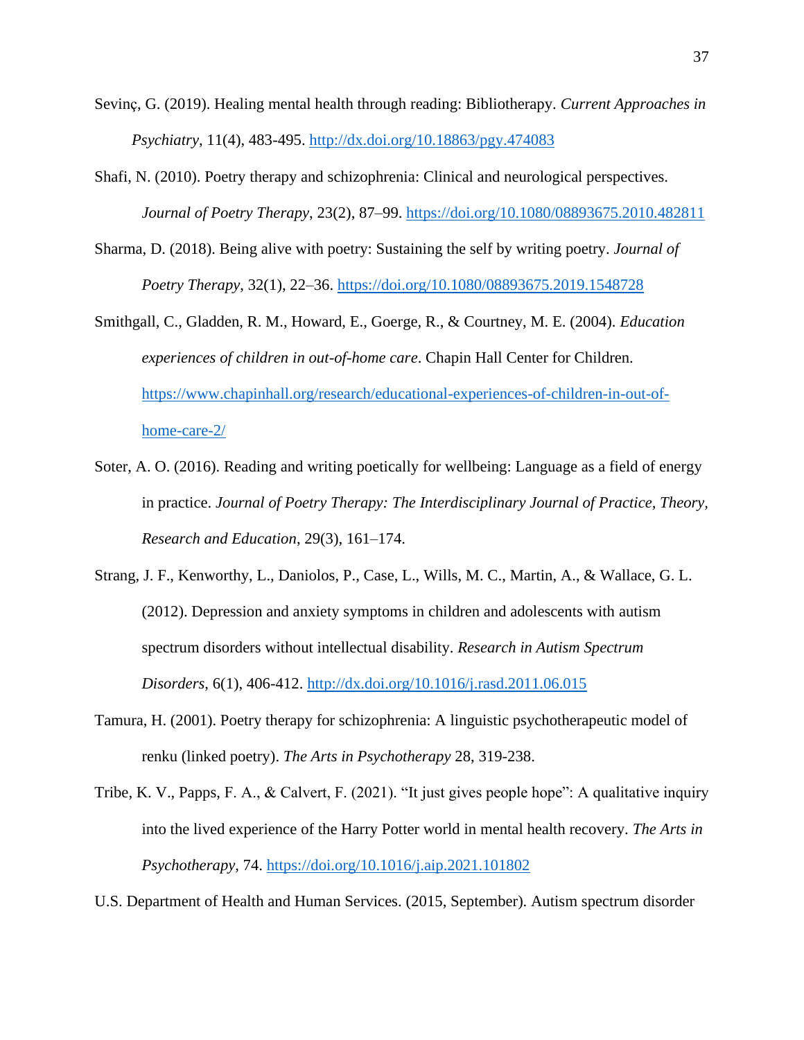Sevinç, G. (2019). Healing mental health through reading: Bibliotherapy. *Current Approaches in Psychiatry*, 11(4), 483-495. http://dx.doi.org/10.18863/pgy.474083

Shafi, N. (2010). Poetry therapy and schizophrenia: Clinical and neurological perspectives. *Journal of Poetry Therapy*, 23(2), 87–99. https://doi.org/10.1080/08893675.2010.482811

Sharma, D. (2018). Being alive with poetry: Sustaining the self by writing poetry. *Journal of Poetry Therapy*, 32(1), 22–36. https://doi.org/10.1080/08893675.2019.1548728

Smithgall, C., Gladden, R. M., Howard, E., Goerge, R., & Courtney, M. E. (2004). *Education experiences of children in out-of-home care*. Chapin Hall Center for Children. https://www.chapinhall.org/research/educational-experiences-of-children-in-out-of-home-care-2/

Soter, A. O. (2016). Reading and writing poetically for wellbeing: Language as a field of energy in practice. *Journal of Poetry Therapy: The Interdisciplinary Journal of Practice, Theory, Research and Education*, 29(3), 161–174.

Strang, J. F., Kenworthy, L., Daniolos, P., Case, L., Wills, M. C., Martin, A., & Wallace, G. L. (2012). Depression and anxiety symptoms in children and adolescents with autism spectrum disorders without intellectual disability. *Research in Autism Spectrum Disorders*, 6(1), 406-412. http://dx.doi.org/10.1016/j.rasd.2011.06.015

Tamura, H. (2001). Poetry therapy for schizophrenia: A linguistic psychotherapeutic model of renku (linked poetry). *The Arts in Psychotherapy* 28, 319-238.

Tribe, K. V., Papps, F. A., & Calvert, F. (2021). "It just gives people hope": A qualitative inquiry into the lived experience of the Harry Potter world in mental health recovery. *The Arts in Psychotherapy*, 74. https://doi.org/10.1016/j.aip.2021.101802

U.S. Department of Health and Human Services. (2015, September). Autism spectrum disorder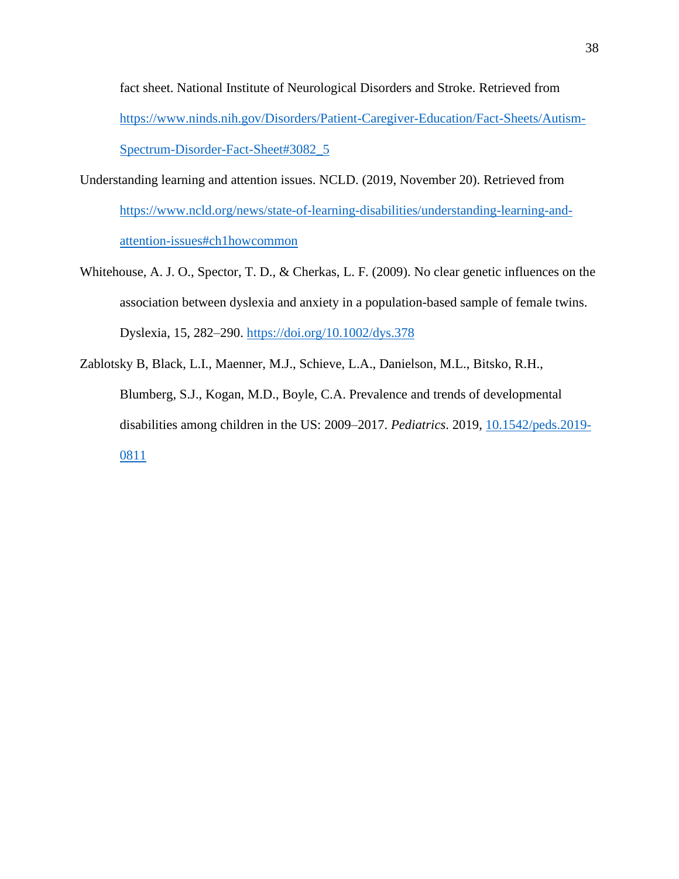fact sheet. National Institute of Neurological Disorders and Stroke. Retrieved from [https://www.ninds.nih.gov/Disorders/Patient-Caregiver-Education/Fact-Sheets/Autism-Spectrum-Disorder-Fact-Sheet#3082_5](https://www.ninds.nih.gov/Disorders/Patient-Caregiver-Education/Fact-Sheets/Autism-Spectrum-Disorder-Fact-Sheet#3082_5)

Understanding learning and attention issues. NCLD. (2019, November 20). Retrieved from [https://www.ncld.org/news/state-of-learning-disabilities/understanding-learning-and-attention-issues#ch1howcommon](https://www.ncld.org/news/state-of-learning-disabilities/understanding-learning-and-attention-issues#ch1howcommon)

Whitehouse, A. J. O., Spector, T. D., & Cherkas, L. F. (2009). No clear genetic influences on the association between dyslexia and anxiety in a population-based sample of female twins. Dyslexia, 15, 282–290. [https://doi.org/10.1002/dys.378](https://doi.org/10.1002/dys.378)

Zablotsky B, Black, L.I., Maenner, M.J., Schieve, L.A., Danielson, M.L., Bitsko, R.H., Blumberg, S.J., Kogan, M.D., Boyle, C.A. Prevalence and trends of developmental disabilities among children in the US: 2009–2017. *Pediatrics*. 2019, [10.1542/peds.2019-0811](10.1542/peds.2019-0811)